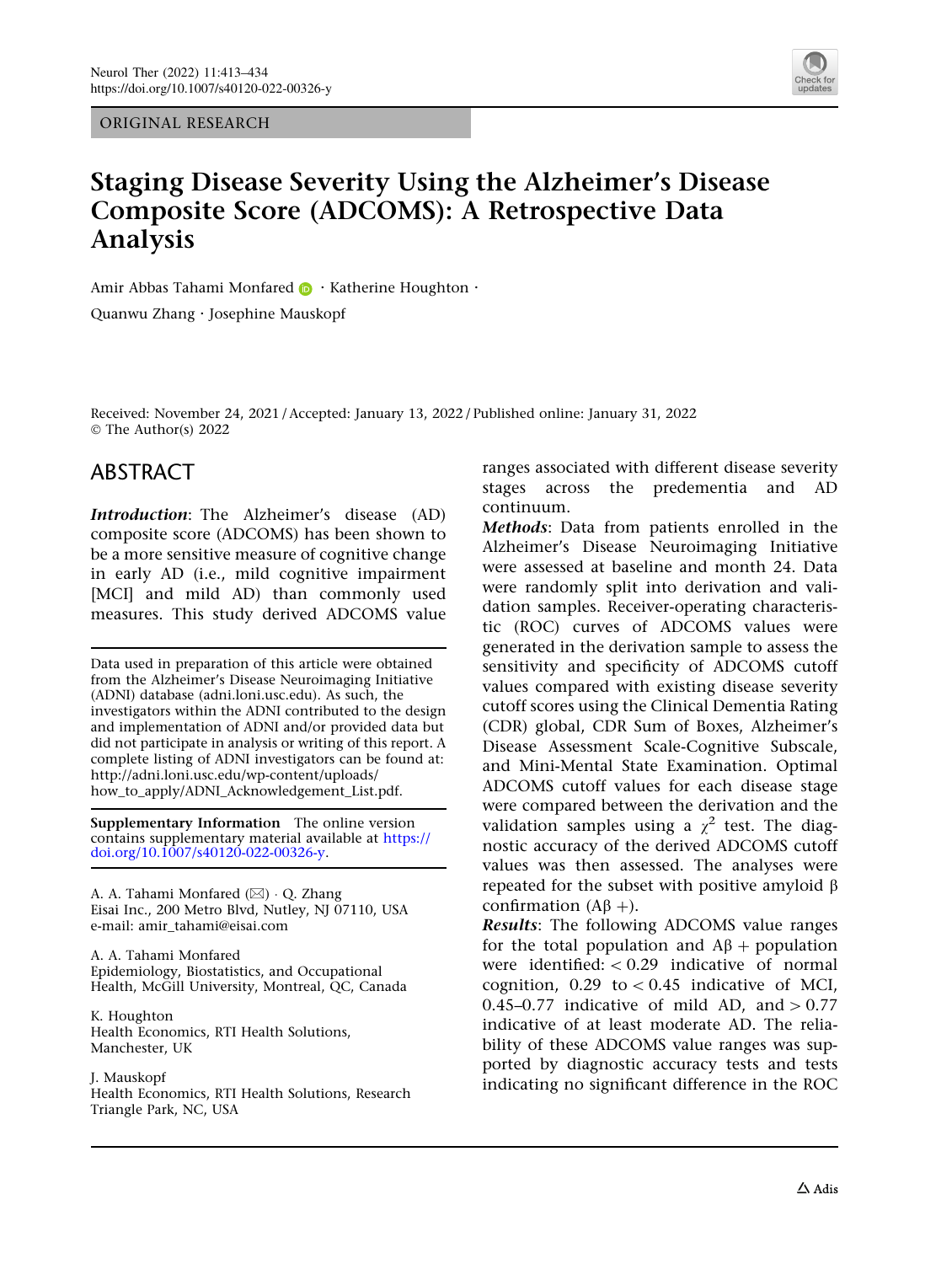ORIGINAL RESEARCH

# Staging Disease Severity Using the Alzheimer's Disease Composite Score (ADCOMS): A Retrospective Data Analysis

Amir Abbas Tahami Monfared · Katherine Houghton · Quanwu Zhang · Josephine Mauskopf

Received: November 24, 2021 / Accepted: January 13, 2022 / Published online: January 31, 2022
© The Author(s) 2022

## ABSTRACT

***Introduction***: The Alzheimer's disease (AD) composite score (ADCOMS) has been shown to be a more sensitive measure of cognitive change in early AD (i.e., mild cognitive impairment [MCI] and mild AD) than commonly used measures. This study derived ADCOMS value ranges associated with different disease severity stages across the predementia and AD continuum.

***Methods***: Data from patients enrolled in the Alzheimer's Disease Neuroimaging Initiative were assessed at baseline and month 24. Data were randomly split into derivation and validation samples. Receiver-operating characteristic (ROC) curves of ADCOMS values were generated in the derivation sample to assess the sensitivity and specificity of ADCOMS cutoff values compared with existing disease severity cutoff scores using the Clinical Dementia Rating (CDR) global, CDR Sum of Boxes, Alzheimer's Disease Assessment Scale-Cognitive Subscale, and Mini-Mental State Examination. Optimal ADCOMS cutoff values for each disease stage were compared between the derivation and the validation samples using a $\chi^2$ test. The diagnostic accuracy of the derived ADCOMS cutoff values was then assessed. The analyses were repeated for the subset with positive amyloid β confirmation (Aβ +).

***Results***: The following ADCOMS value ranges for the total population and Aβ + population were identified: < 0.29 indicative of normal cognition, 0.29 to < 0.45 indicative of MCI, 0.45–0.77 indicative of mild AD, and > 0.77 indicative of at least moderate AD. The reliability of these ADCOMS value ranges was supported by diagnostic accuracy tests and tests indicating no significant difference in the ROC

---

Data used in preparation of this article were obtained from the Alzheimer's Disease Neuroimaging Initiative (ADNI) database (adni.loni.usc.edu). As such, the investigators within the ADNI contributed to the design and implementation of ADNI and/or provided data but did not participate in analysis or writing of this report. A complete listing of ADNI investigators can be found at: http://adni.loni.usc.edu/wp-content/uploads/how_to_apply/ADNI_Acknowledgement_List.pdf.

**Supplementary Information** The online version contains supplementary material available at https://doi.org/10.1007/s40120-022-00326-y.

A. A. Tahami Monfared (✉) · Q. Zhang
Eisai Inc., 200 Metro Blvd, Nutley, NJ 07110, USA
e-mail: amir_tahami@eisai.com

A. A. Tahami Monfared
Epidemiology, Biostatistics, and Occupational Health, McGill University, Montreal, QC, Canada

K. Houghton
Health Economics, RTI Health Solutions, Manchester, UK

J. Mauskopf
Health Economics, RTI Health Solutions, Research Triangle Park, NC, USA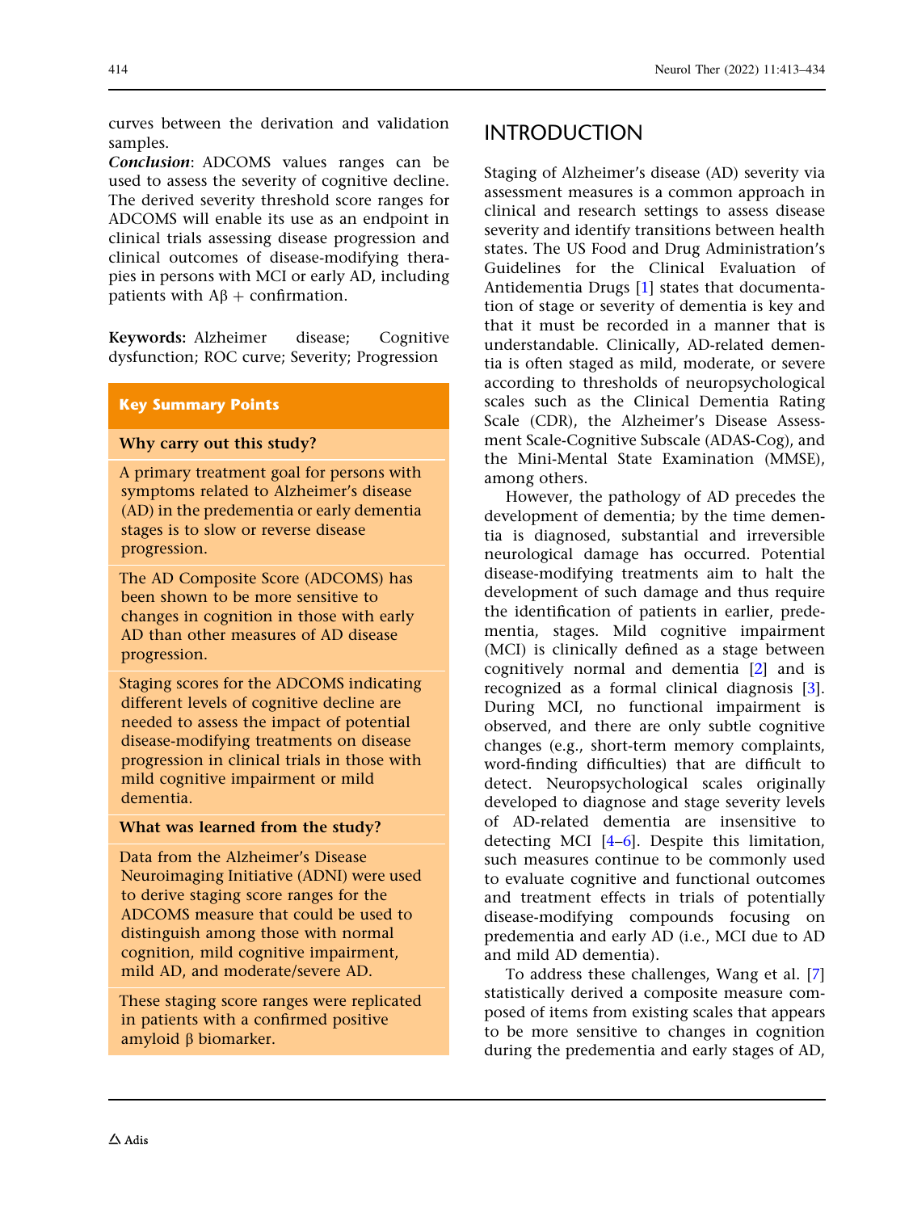curves between the derivation and validation samples.

***Conclusion***: ADCOMS values ranges can be used to assess the severity of cognitive decline. The derived severity threshold score ranges for ADCOMS will enable its use as an endpoint in clinical trials assessing disease progression and clinical outcomes of disease-modifying therapies in persons with MCI or early AD, including patients with Aβ + confirmation.

**Keywords:** Alzheimer disease; Cognitive dysfunction; ROC curve; Severity; Progression

**Key Summary Points**

**Why carry out this study?**

A primary treatment goal for persons with symptoms related to Alzheimer's disease (AD) in the predementia or early dementia stages is to slow or reverse disease progression.

The AD Composite Score (ADCOMS) has been shown to be more sensitive to changes in cognition in those with early AD than other measures of AD disease progression.

Staging scores for the ADCOMS indicating different levels of cognitive decline are needed to assess the impact of potential disease-modifying treatments on disease progression in clinical trials in those with mild cognitive impairment or mild dementia.

**What was learned from the study?**

Data from the Alzheimer's Disease Neuroimaging Initiative (ADNI) were used to derive staging score ranges for the ADCOMS measure that could be used to distinguish among those with normal cognition, mild cognitive impairment, mild AD, and moderate/severe AD.

These staging score ranges were replicated in patients with a confirmed positive amyloid β biomarker.

## INTRODUCTION

Staging of Alzheimer's disease (AD) severity via assessment measures is a common approach in clinical and research settings to assess disease severity and identify transitions between health states. The US Food and Drug Administration's Guidelines for the Clinical Evaluation of Antidementia Drugs [1] states that documentation of stage or severity of dementia is key and that it must be recorded in a manner that is understandable. Clinically, AD-related dementia is often staged as mild, moderate, or severe according to thresholds of neuropsychological scales such as the Clinical Dementia Rating Scale (CDR), the Alzheimer's Disease Assessment Scale-Cognitive Subscale (ADAS-Cog), and the Mini-Mental State Examination (MMSE), among others.

However, the pathology of AD precedes the development of dementia; by the time dementia is diagnosed, substantial and irreversible neurological damage has occurred. Potential disease-modifying treatments aim to halt the development of such damage and thus require the identification of patients in earlier, predementia, stages. Mild cognitive impairment (MCI) is clinically defined as a stage between cognitively normal and dementia [2] and is recognized as a formal clinical diagnosis [3]. During MCI, no functional impairment is observed, and there are only subtle cognitive changes (e.g., short-term memory complaints, word-finding difficulties) that are difficult to detect. Neuropsychological scales originally developed to diagnose and stage severity levels of AD-related dementia are insensitive to detecting MCI [4–6]. Despite this limitation, such measures continue to be commonly used to evaluate cognitive and functional outcomes and treatment effects in trials of potentially disease-modifying compounds focusing on predementia and early AD (i.e., MCI due to AD and mild AD dementia).

To address these challenges, Wang et al. [7] statistically derived a composite measure composed of items from existing scales that appears to be more sensitive to changes in cognition during the predementia and early stages of AD,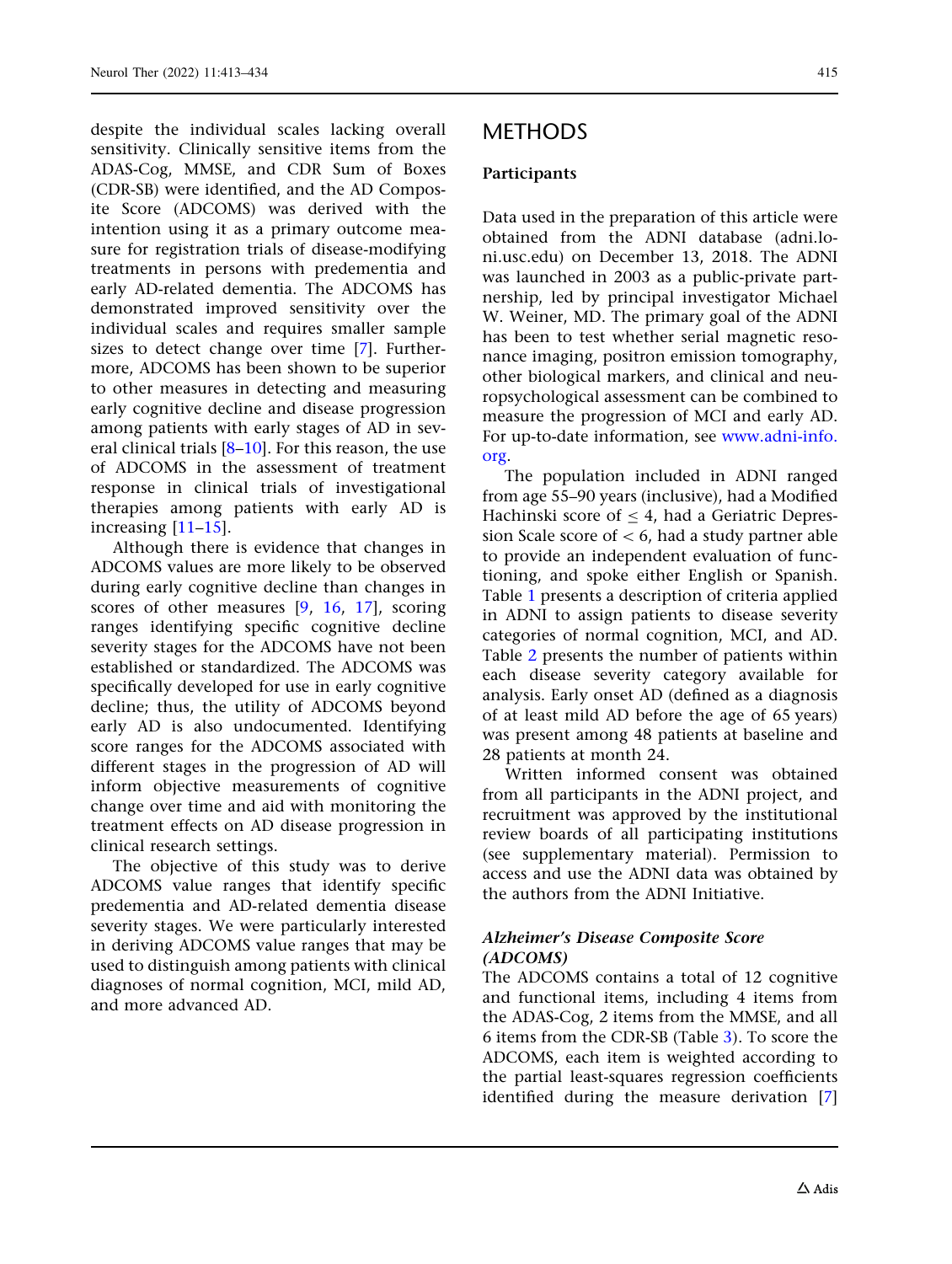despite the individual scales lacking overall sensitivity. Clinically sensitive items from the ADAS-Cog, MMSE, and CDR Sum of Boxes (CDR-SB) were identified, and the AD Composite Score (ADCOMS) was derived with the intention using it as a primary outcome measure for registration trials of disease-modifying treatments in persons with predementia and early AD-related dementia. The ADCOMS has demonstrated improved sensitivity over the individual scales and requires smaller sample sizes to detect change over time [7]. Furthermore, ADCOMS has been shown to be superior to other measures in detecting and measuring early cognitive decline and disease progression among patients with early stages of AD in several clinical trials [8–10]. For this reason, the use of ADCOMS in the assessment of treatment response in clinical trials of investigational therapies among patients with early AD is increasing [11–15].

Although there is evidence that changes in ADCOMS values are more likely to be observed during early cognitive decline than changes in scores of other measures [9, 16, 17], scoring ranges identifying specific cognitive decline severity stages for the ADCOMS have not been established or standardized. The ADCOMS was specifically developed for use in early cognitive decline; thus, the utility of ADCOMS beyond early AD is also undocumented. Identifying score ranges for the ADCOMS associated with different stages in the progression of AD will inform objective measurements of cognitive change over time and aid with monitoring the treatment effects on AD disease progression in clinical research settings.

The objective of this study was to derive ADCOMS value ranges that identify specific predementia and AD-related dementia disease severity stages. We were particularly interested in deriving ADCOMS value ranges that may be used to distinguish among patients with clinical diagnoses of normal cognition, MCI, mild AD, and more advanced AD.

# METHODS

## Participants

Data used in the preparation of this article were obtained from the ADNI database (adni.loni.usc.edu) on December 13, 2018. The ADNI was launched in 2003 as a public-private partnership, led by principal investigator Michael W. Weiner, MD. The primary goal of the ADNI has been to test whether serial magnetic resonance imaging, positron emission tomography, other biological markers, and clinical and neuropsychological assessment can be combined to measure the progression of MCI and early AD. For up-to-date information, see www.adni-info.org.

The population included in ADNI ranged from age 55–90 years (inclusive), had a Modified Hachinski score of $\leq 4$, had a Geriatric Depression Scale score of $< 6$, had a study partner able to provide an independent evaluation of functioning, and spoke either English or Spanish. Table 1 presents a description of criteria applied in ADNI to assign patients to disease severity categories of normal cognition, MCI, and AD. Table 2 presents the number of patients within each disease severity category available for analysis. Early onset AD (defined as a diagnosis of at least mild AD before the age of 65 years) was present among 48 patients at baseline and 28 patients at month 24.

Written informed consent was obtained from all participants in the ADNI project, and recruitment was approved by the institutional review boards of all participating institutions (see supplementary material). Permission to access and use the ADNI data was obtained by the authors from the ADNI Initiative.

### *Alzheimer's Disease Composite Score (ADCOMS)*

The ADCOMS contains a total of 12 cognitive and functional items, including 4 items from the ADAS-Cog, 2 items from the MMSE, and all 6 items from the CDR-SB (Table 3). To score the ADCOMS, each item is weighted according to the partial least-squares regression coefficients identified during the measure derivation [7]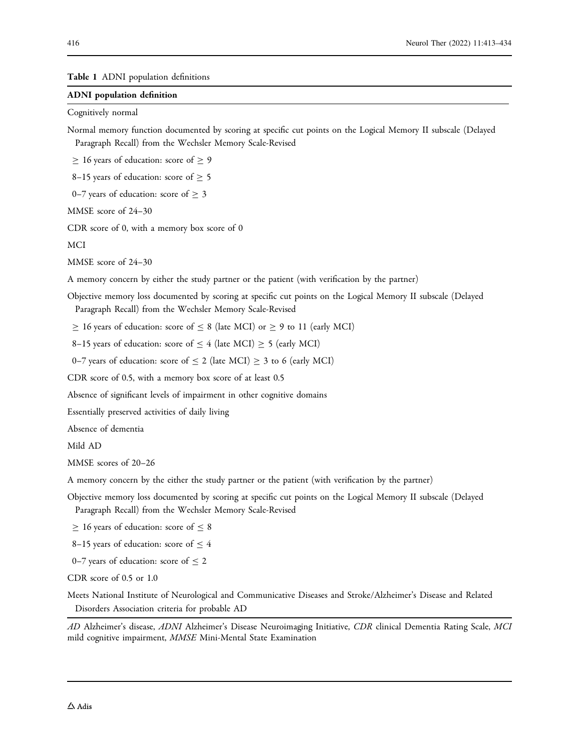**Table 1** ADNI population definitions

| **ADNI population definition** |
|---|
| Cognitively normal |
| Normal memory function documented by scoring at specific cut points on the Logical Memory II subscale (Delayed Paragraph Recall) from the Wechsler Memory Scale-Revised |
| $\geq$ 16 years of education: score of $\geq$ 9 |
| 8–15 years of education: score of $\geq$ 5 |
| 0–7 years of education: score of $\geq$ 3 |
| MMSE score of 24–30 |
| CDR score of 0, with a memory box score of 0 |
| MCI |
| MMSE score of 24–30 |
| A memory concern by either the study partner or the patient (with verification by the partner) |
| Objective memory loss documented by scoring at specific cut points on the Logical Memory II subscale (Delayed Paragraph Recall) from the Wechsler Memory Scale-Revised |
| $\geq$ 16 years of education: score of $\leq$ 8 (late MCI) or $\geq$ 9 to 11 (early MCI) |
| 8–15 years of education: score of $\leq$ 4 (late MCI) $\geq$ 5 (early MCI) |
| 0–7 years of education: score of $\leq$ 2 (late MCI) $\geq$ 3 to 6 (early MCI) |
| CDR score of 0.5, with a memory box score of at least 0.5 |
| Absence of significant levels of impairment in other cognitive domains |
| Essentially preserved activities of daily living |
| Absence of dementia |
| Mild AD |
| MMSE scores of 20–26 |
| A memory concern by the either the study partner or the patient (with verification by the partner) |
| Objective memory loss documented by scoring at specific cut points on the Logical Memory II subscale (Delayed Paragraph Recall) from the Wechsler Memory Scale-Revised |
| $\geq$ 16 years of education: score of $\leq$ 8 |
| 8–15 years of education: score of $\leq$ 4 |
| 0–7 years of education: score of $\leq$ 2 |
| CDR score of 0.5 or 1.0 |
| Meets National Institute of Neurological and Communicative Diseases and Stroke/Alzheimer's Disease and Related Disorders Association criteria for probable AD |

*AD* Alzheimer's disease, *ADNI* Alzheimer's Disease Neuroimaging Initiative, *CDR* clinical Dementia Rating Scale, *MCI* mild cognitive impairment, *MMSE* Mini-Mental State Examination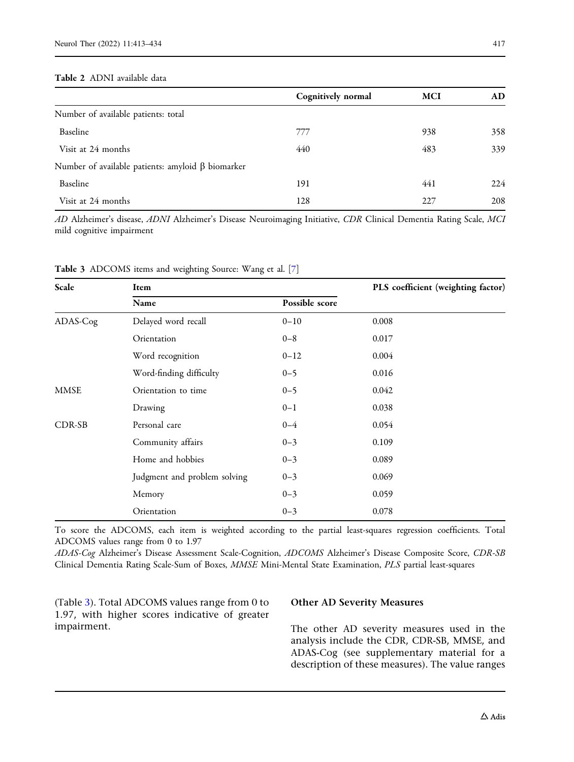Table 2 ADNI available data

| | Cognitively normal | MCI | AD |
|---|---|---|---|
| Number of available patients: total | | | |
| Baseline | 777 | 938 | 358 |
| Visit at 24 months | 440 | 483 | 339 |
| Number of available patients: amyloid β biomarker | | | |
| Baseline | 191 | 441 | 224 |
| Visit at 24 months | 128 | 227 | 208 |

*AD* Alzheimer's disease, *ADNI* Alzheimer's Disease Neuroimaging Initiative, *CDR* Clinical Dementia Rating Scale, *MCI* mild cognitive impairment

Table 3 ADCOMS items and weighting Source: Wang et al. [7]

| Scale | Item | | PLS coefficient (weighting factor) |
|---|---|---|---|
| | Name | Possible score | |
| ADAS-Cog | Delayed word recall | 0–10 | 0.008 |
| | Orientation | 0–8 | 0.017 |
| | Word recognition | 0–12 | 0.004 |
| | Word-finding difficulty | 0–5 | 0.016 |
| MMSE | Orientation to time | 0–5 | 0.042 |
| | Drawing | 0–1 | 0.038 |
| CDR-SB | Personal care | 0–4 | 0.054 |
| | Community affairs | 0–3 | 0.109 |
| | Home and hobbies | 0–3 | 0.089 |
| | Judgment and problem solving | 0–3 | 0.069 |
| | Memory | 0–3 | 0.059 |
| | Orientation | 0–3 | 0.078 |

To score the ADCOMS, each item is weighted according to the partial least-squares regression coefficients. Total ADCOMS values range from 0 to 1.97

*ADAS-Cog* Alzheimer's Disease Assessment Scale-Cognition, *ADCOMS* Alzheimer's Disease Composite Score, *CDR-SB* Clinical Dementia Rating Scale-Sum of Boxes, *MMSE* Mini-Mental State Examination, *PLS* partial least-squares

(Table 3). Total ADCOMS values range from 0 to 1.97, with higher scores indicative of greater impairment.

### Other AD Severity Measures

The other AD severity measures used in the analysis include the CDR, CDR-SB, MMSE, and ADAS-Cog (see supplementary material for a description of these measures). The value ranges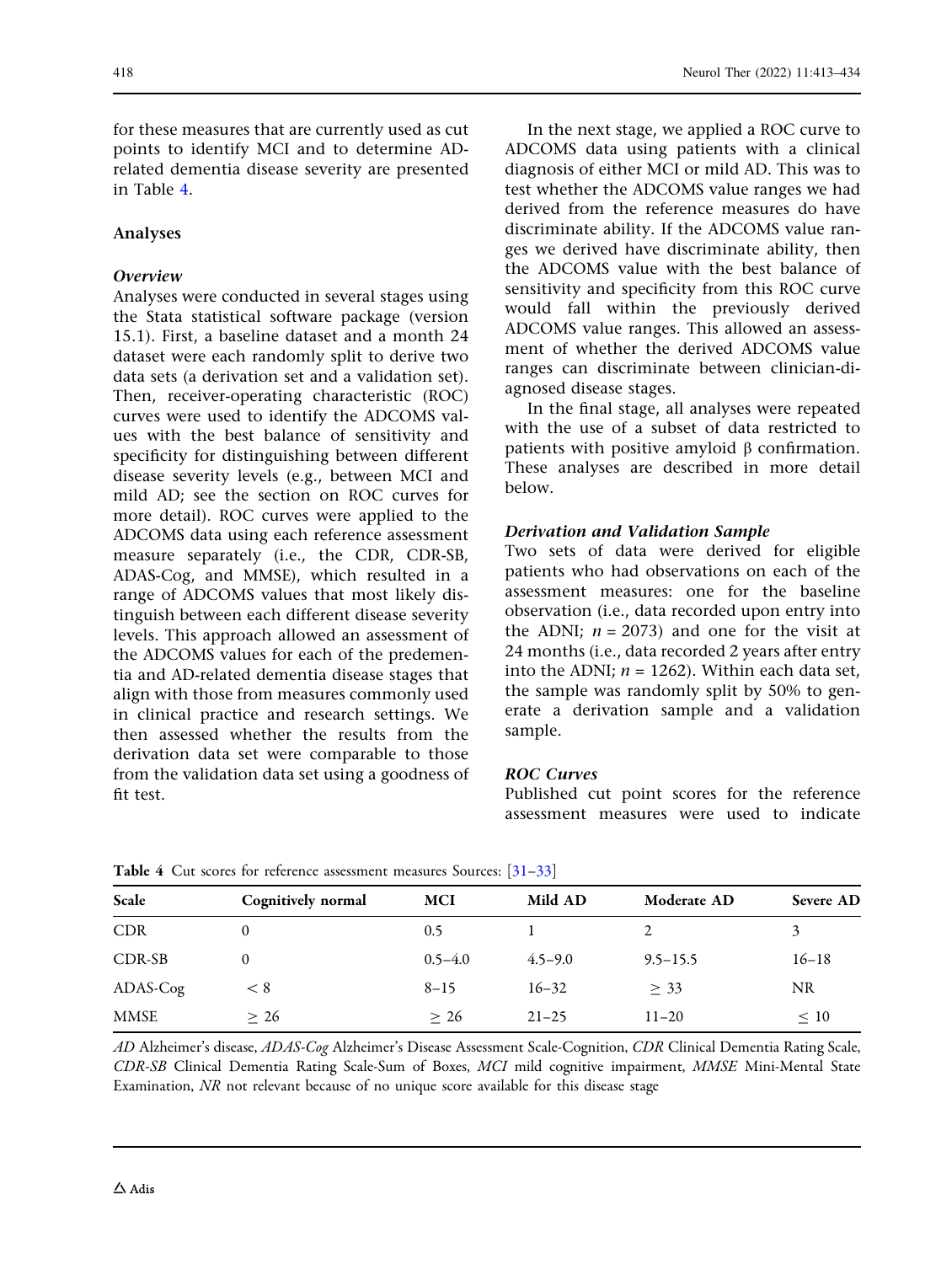for these measures that are currently used as cut points to identify MCI and to determine AD-related dementia disease severity are presented in Table 4.

## Analyses

### *Overview*

Analyses were conducted in several stages using the Stata statistical software package (version 15.1). First, a baseline dataset and a month 24 dataset were each randomly split to derive two data sets (a derivation set and a validation set). Then, receiver-operating characteristic (ROC) curves were used to identify the ADCOMS values with the best balance of sensitivity and specificity for distinguishing between different disease severity levels (e.g., between MCI and mild AD; see the section on ROC curves for more detail). ROC curves were applied to the ADCOMS data using each reference assessment measure separately (i.e., the CDR, CDR-SB, ADAS-Cog, and MMSE), which resulted in a range of ADCOMS values that most likely distinguish between each different disease severity levels. This approach allowed an assessment of the ADCOMS values for each of the predementia and AD-related dementia disease stages that align with those from measures commonly used in clinical practice and research settings. We then assessed whether the results from the derivation data set were comparable to those from the validation data set using a goodness of fit test.

In the next stage, we applied a ROC curve to ADCOMS data using patients with a clinical diagnosis of either MCI or mild AD. This was to test whether the ADCOMS value ranges we had derived from the reference measures do have discriminate ability. If the ADCOMS value ranges we derived have discriminate ability, then the ADCOMS value with the best balance of sensitivity and specificity from this ROC curve would fall within the previously derived ADCOMS value ranges. This allowed an assessment of whether the derived ADCOMS value ranges can discriminate between clinician-diagnosed disease stages.

In the final stage, all analyses were repeated with the use of a subset of data restricted to patients with positive amyloid β confirmation. These analyses are described in more detail below.

### *Derivation and Validation Sample*

Two sets of data were derived for eligible patients who had observations on each of the assessment measures: one for the baseline observation (i.e., data recorded upon entry into the ADNI; $n = 2073$) and one for the visit at 24 months (i.e., data recorded 2 years after entry into the ADNI; $n = 1262$). Within each data set, the sample was randomly split by 50% to generate a derivation sample and a validation sample.

### *ROC Curves*

Published cut point scores for the reference assessment measures were used to indicate

**Table 4** Cut scores for reference assessment measures Sources: [31–33]

| Scale | Cognitively normal | MCI | Mild AD | Moderate AD | Severe AD |
|---|---|---|---|---|---|
| CDR | 0 | 0.5 | 1 | 2 | 3 |
| CDR-SB | 0 | 0.5–4.0 | 4.5–9.0 | 9.5–15.5 | 16–18 |
| ADAS-Cog | < 8 | 8–15 | 16–32 | ≥ 33 | NR |
| MMSE | ≥ 26 | ≥ 26 | 21–25 | 11–20 | ≤ 10 |

*AD* Alzheimer's disease, *ADAS-Cog* Alzheimer's Disease Assessment Scale-Cognition, *CDR* Clinical Dementia Rating Scale, *CDR-SB* Clinical Dementia Rating Scale-Sum of Boxes, *MCI* mild cognitive impairment, *MMSE* Mini-Mental State Examination, *NR* not relevant because of no unique score available for this disease stage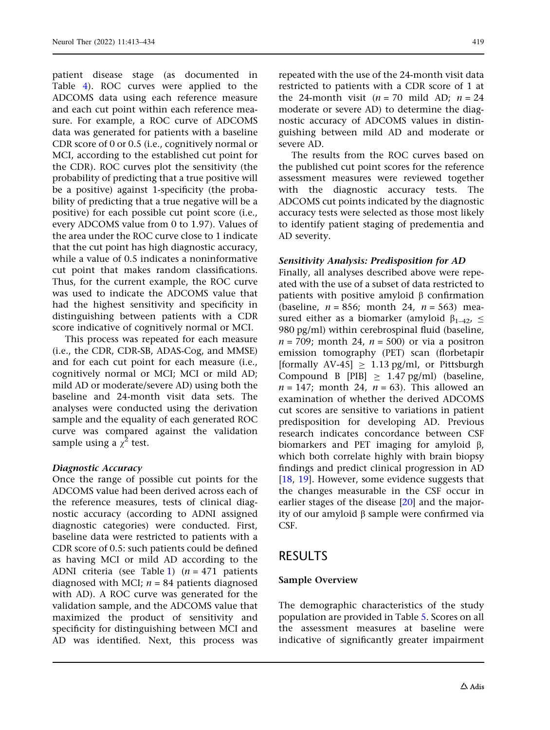patient disease stage (as documented in Table 4). ROC curves were applied to the ADCOMS data using each reference measure and each cut point within each reference measure. For example, a ROC curve of ADCOMS data was generated for patients with a baseline CDR score of 0 or 0.5 (i.e., cognitively normal or MCI, according to the established cut point for the CDR). ROC curves plot the sensitivity (the probability of predicting that a true positive will be a positive) against 1-specificity (the probability of predicting that a true negative will be a positive) for each possible cut point score (i.e., every ADCOMS value from 0 to 1.97). Values of the area under the ROC curve close to 1 indicate that the cut point has high diagnostic accuracy, while a value of 0.5 indicates a noninformative cut point that makes random classifications. Thus, for the current example, the ROC curve was used to indicate the ADCOMS value that had the highest sensitivity and specificity in distinguishing between patients with a CDR score indicative of cognitively normal or MCI.

This process was repeated for each measure (i.e., the CDR, CDR-SB, ADAS-Cog, and MMSE) and for each cut point for each measure (i.e., cognitively normal or MCI; MCI or mild AD; mild AD or moderate/severe AD) using both the baseline and 24-month visit data sets. The analyses were conducted using the derivation sample and the equality of each generated ROC curve was compared against the validation sample using a $\chi^2$ test.

### *Diagnostic Accuracy*

Once the range of possible cut points for the ADCOMS value had been derived across each of the reference measures, tests of clinical diagnostic accuracy (according to ADNI assigned diagnostic categories) were conducted. First, baseline data were restricted to patients with a CDR score of 0.5: such patients could be defined as having MCI or mild AD according to the ADNI criteria (see Table 1) ($n = 471$ patients diagnosed with MCI; $n = 84$ patients diagnosed with AD). A ROC curve was generated for the validation sample, and the ADCOMS value that maximized the product of sensitivity and specificity for distinguishing between MCI and AD was identified. Next, this process was repeated with the use of the 24-month visit data restricted to patients with a CDR score of 1 at the 24-month visit ($n = 70$ mild AD; $n = 24$ moderate or severe AD) to determine the diagnostic accuracy of ADCOMS values in distinguishing between mild AD and moderate or severe AD.

The results from the ROC curves based on the published cut point scores for the reference assessment measures were reviewed together with the diagnostic accuracy tests. The ADCOMS cut points indicated by the diagnostic accuracy tests were selected as those most likely to identify patient staging of predementia and AD severity.

### *Sensitivity Analysis: Predisposition for AD*

Finally, all analyses described above were repeated with the use of a subset of data restricted to patients with positive amyloid β confirmation (baseline, $n = 856$; month 24, $n = 563$) measured either as a biomarker (amyloid $\beta_{1-42}$, $\leq$ 980 pg/ml) within cerebrospinal fluid (baseline, $n = 709$; month 24, $n = 500$) or via a positron emission tomography (PET) scan (florbetapir [formally AV-45] $\geq$ 1.13 pg/ml, or Pittsburgh Compound B [PIB] $\geq$ 1.47 pg/ml) (baseline, $n = 147$; month 24, $n = 63$). This allowed an examination of whether the derived ADCOMS cut scores are sensitive to variations in patient predisposition for developing AD. Previous research indicates concordance between CSF biomarkers and PET imaging for amyloid β, which both correlate highly with brain biopsy findings and predict clinical progression in AD [18, 19]. However, some evidence suggests that the changes measurable in the CSF occur in earlier stages of the disease [20] and the majority of our amyloid β sample were confirmed via CSF.

## RESULTS

### Sample Overview

The demographic characteristics of the study population are provided in Table 5. Scores on all the assessment measures at baseline were indicative of significantly greater impairment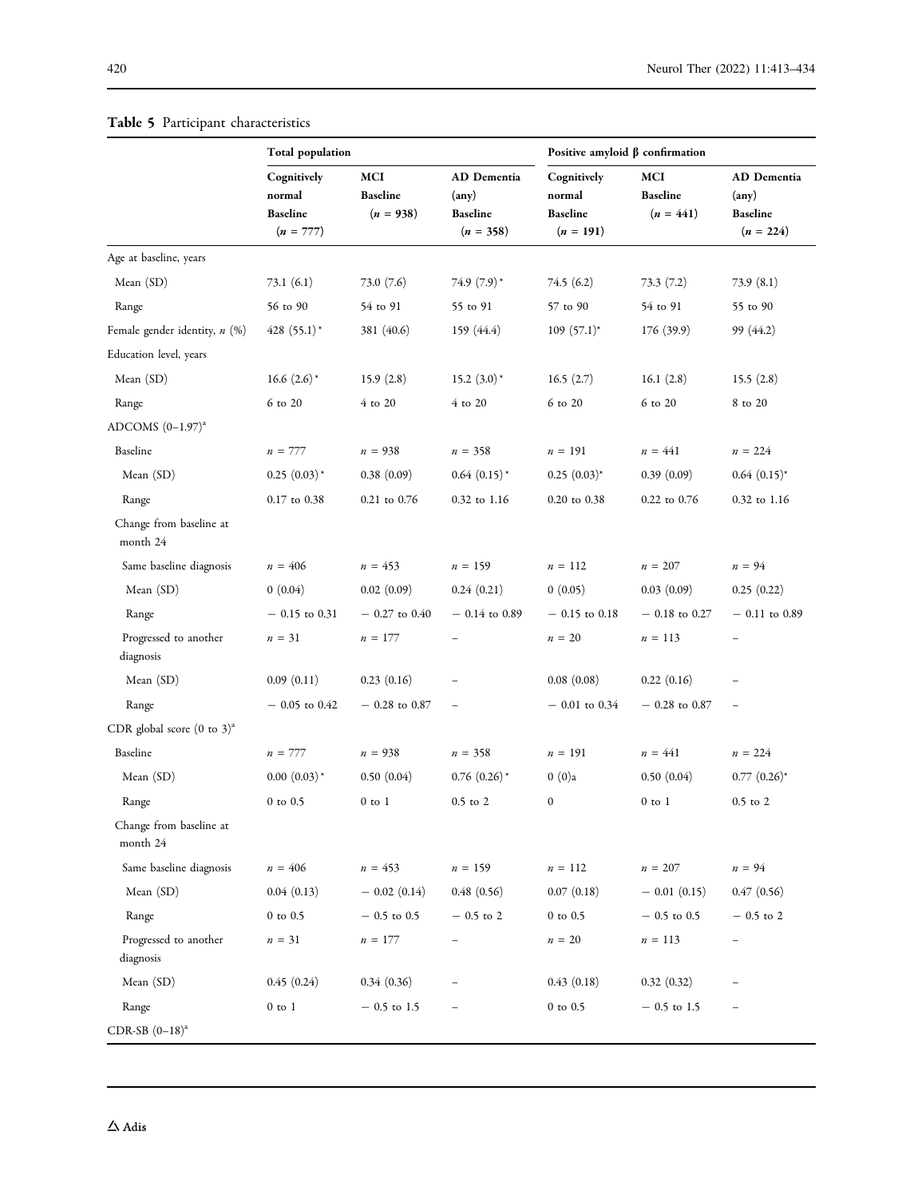**Table 5** Participant characteristics

| | Total population | | | Positive amyloid β confirmation | | |
|---|---|---|---|---|---|---|
| | Cognitively normal Baseline (*n* = 777) | MCI Baseline (*n* = 938) | AD Dementia (any) Baseline (*n* = 358) | Cognitively normal Baseline (*n* = 191) | MCI Baseline (*n* = 441) | AD Dementia (any) Baseline (*n* = 224) |
| Age at baseline, years | | | | | | |
| Mean (SD) | 73.1 (6.1) | 73.0 (7.6) | 74.9 (7.9)* | 74.5 (6.2) | 73.3 (7.2) | 73.9 (8.1) |
| Range | 56 to 90 | 54 to 91 | 55 to 91 | 57 to 90 | 54 to 91 | 55 to 90 |
| Female gender identity, *n* (%) | 428 (55.1)* | 381 (40.6) | 159 (44.4) | 109 (57.1)* | 176 (39.9) | 99 (44.2) |
| Education level, years | | | | | | |
| Mean (SD) | 16.6 (2.6)* | 15.9 (2.8) | 15.2 (3.0)* | 16.5 (2.7) | 16.1 (2.8) | 15.5 (2.8) |
| Range | 6 to 20 | 4 to 20 | 4 to 20 | 6 to 20 | 6 to 20 | 8 to 20 |
| ADCOMS (0–1.97)[a] | | | | | | |
| Baseline | *n* = 777 | *n* = 938 | *n* = 358 | *n* = 191 | *n* = 441 | *n* = 224 |
| Mean (SD) | 0.25 (0.03)* | 0.38 (0.09) | 0.64 (0.15)* | 0.25 (0.03)* | 0.39 (0.09) | 0.64 (0.15)* |
| Range | 0.17 to 0.38 | 0.21 to 0.76 | 0.32 to 1.16 | 0.20 to 0.38 | 0.22 to 0.76 | 0.32 to 1.16 |
| Change from baseline at month 24 | | | | | | |
| Same baseline diagnosis | *n* = 406 | *n* = 453 | *n* = 159 | *n* = 112 | *n* = 207 | *n* = 94 |
| Mean (SD) | 0 (0.04) | 0.02 (0.09) | 0.24 (0.21) | 0 (0.05) | 0.03 (0.09) | 0.25 (0.22) |
| Range | − 0.15 to 0.31 | − 0.27 to 0.40 | − 0.14 to 0.89 | − 0.15 to 0.18 | − 0.18 to 0.27 | − 0.11 to 0.89 |
| Progressed to another diagnosis | *n* = 31 | *n* = 177 | – | *n* = 20 | *n* = 113 | – |
| Mean (SD) | 0.09 (0.11) | 0.23 (0.16) | – | 0.08 (0.08) | 0.22 (0.16) | – |
| Range | − 0.05 to 0.42 | − 0.28 to 0.87 | – | − 0.01 to 0.34 | − 0.28 to 0.87 | – |
| CDR global score (0 to 3)[a] | | | | | | |
| Baseline | *n* = 777 | *n* = 938 | *n* = 358 | *n* = 191 | *n* = 441 | *n* = 224 |
| Mean (SD) | 0.00 (0.03)* | 0.50 (0.04) | 0.76 (0.26)* | 0 (0)a | 0.50 (0.04) | 0.77 (0.26)* |
| Range | 0 to 0.5 | 0 to 1 | 0.5 to 2 | 0 | 0 to 1 | 0.5 to 2 |
| Change from baseline at month 24 | | | | | | |
| Same baseline diagnosis | *n* = 406 | *n* = 453 | *n* = 159 | *n* = 112 | *n* = 207 | *n* = 94 |
| Mean (SD) | 0.04 (0.13) | − 0.02 (0.14) | 0.48 (0.56) | 0.07 (0.18) | − 0.01 (0.15) | 0.47 (0.56) |
| Range | 0 to 0.5 | − 0.5 to 0.5 | − 0.5 to 2 | 0 to 0.5 | − 0.5 to 0.5 | − 0.5 to 2 |
| Progressed to another diagnosis | *n* = 31 | *n* = 177 | – | *n* = 20 | *n* = 113 | – |
| Mean (SD) | 0.45 (0.24) | 0.34 (0.36) | – | 0.43 (0.18) | 0.32 (0.32) | – |
| Range | 0 to 1 | − 0.5 to 1.5 | – | 0 to 0.5 | − 0.5 to 1.5 | – |
| CDR-SB (0–18)[a] | | | | | | |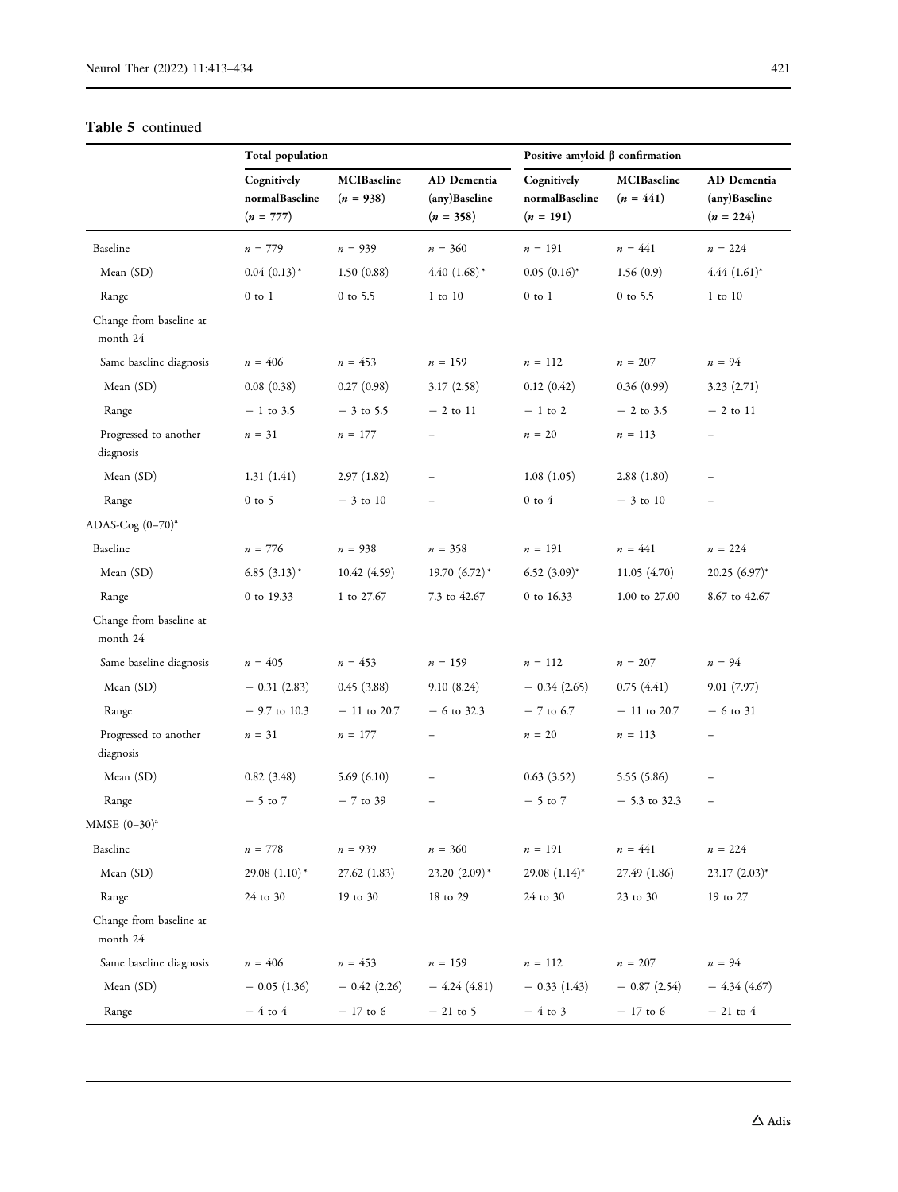**Table 5** continued

| | Total population | | | Positive amyloid β confirmation | | |
|---|---|---|---|---|---|---|
| | Cognitively normalBaseline ($n$ = 777) | MCIBaseline ($n$ = 938) | AD Dementia (any)Baseline ($n$ = 358) | Cognitively normalBaseline ($n$ = 191) | MCIBaseline ($n$ = 441) | AD Dementia (any)Baseline ($n$ = 224) |
| Baseline | $n$ = 779 | $n$ = 939 | $n$ = 360 | $n$ = 191 | $n$ = 441 | $n$ = 224 |
| Mean (SD) | 0.04 (0.13)* | 1.50 (0.88) | 4.40 (1.68)* | 0.05 (0.16)* | 1.56 (0.9) | 4.44 (1.61)* |
| Range | 0 to 1 | 0 to 5.5 | 1 to 10 | 0 to 1 | 0 to 5.5 | 1 to 10 |
| Change from baseline at month 24 | | | | | | |
| Same baseline diagnosis | $n$ = 406 | $n$ = 453 | $n$ = 159 | $n$ = 112 | $n$ = 207 | $n$ = 94 |
| Mean (SD) | 0.08 (0.38) | 0.27 (0.98) | 3.17 (2.58) | 0.12 (0.42) | 0.36 (0.99) | 3.23 (2.71) |
| Range | − 1 to 3.5 | − 3 to 5.5 | − 2 to 11 | − 1 to 2 | − 2 to 3.5 | − 2 to 11 |
| Progressed to another diagnosis | $n$ = 31 | $n$ = 177 | – | $n$ = 20 | $n$ = 113 | – |
| Mean (SD) | 1.31 (1.41) | 2.97 (1.82) | – | 1.08 (1.05) | 2.88 (1.80) | – |
| Range | 0 to 5 | − 3 to 10 | – | 0 to 4 | − 3 to 10 | – |
| ADAS-Cog (0–70)[a] | | | | | | |
| Baseline | $n$ = 776 | $n$ = 938 | $n$ = 358 | $n$ = 191 | $n$ = 441 | $n$ = 224 |
| Mean (SD) | 6.85 (3.13)* | 10.42 (4.59) | 19.70 (6.72)* | 6.52 (3.09)* | 11.05 (4.70) | 20.25 (6.97)* |
| Range | 0 to 19.33 | 1 to 27.67 | 7.3 to 42.67 | 0 to 16.33 | 1.00 to 27.00 | 8.67 to 42.67 |
| Change from baseline at month 24 | | | | | | |
| Same baseline diagnosis | $n$ = 405 | $n$ = 453 | $n$ = 159 | $n$ = 112 | $n$ = 207 | $n$ = 94 |
| Mean (SD) | − 0.31 (2.83) | 0.45 (3.88) | 9.10 (8.24) | − 0.34 (2.65) | 0.75 (4.41) | 9.01 (7.97) |
| Range | − 9.7 to 10.3 | − 11 to 20.7 | − 6 to 32.3 | − 7 to 6.7 | − 11 to 20.7 | − 6 to 31 |
| Progressed to another diagnosis | $n$ = 31 | $n$ = 177 | – | $n$ = 20 | $n$ = 113 | – |
| Mean (SD) | 0.82 (3.48) | 5.69 (6.10) | – | 0.63 (3.52) | 5.55 (5.86) | – |
| Range | − 5 to 7 | − 7 to 39 | – | − 5 to 7 | − 5.3 to 32.3 | – |
| MMSE (0–30)[a] | | | | | | |
| Baseline | $n$ = 778 | $n$ = 939 | $n$ = 360 | $n$ = 191 | $n$ = 441 | $n$ = 224 |
| Mean (SD) | 29.08 (1.10)* | 27.62 (1.83) | 23.20 (2.09)* | 29.08 (1.14)* | 27.49 (1.86) | 23.17 (2.03)* |
| Range | 24 to 30 | 19 to 30 | 18 to 29 | 24 to 30 | 23 to 30 | 19 to 27 |
| Change from baseline at month 24 | | | | | | |
| Same baseline diagnosis | $n$ = 406 | $n$ = 453 | $n$ = 159 | $n$ = 112 | $n$ = 207 | $n$ = 94 |
| Mean (SD) | − 0.05 (1.36) | − 0.42 (2.26) | − 4.24 (4.81) | − 0.33 (1.43) | − 0.87 (2.54) | − 4.34 (4.67) |
| Range | − 4 to 4 | − 17 to 6 | − 21 to 5 | − 4 to 3 | − 17 to 6 | − 21 to 4 |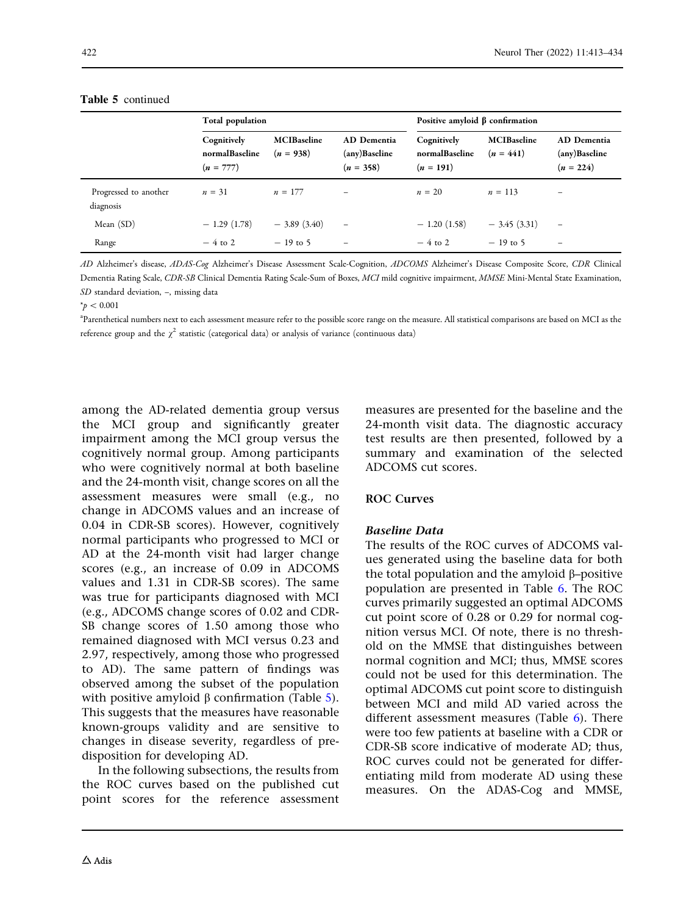**Table 5** continued

| | Total population | | | Positive amyloid β confirmation | | |
|---|---|---|---|---|---|---|
| | Cognitively normalBaseline ($n$ = 777) | MCIBaseline ($n$ = 938) | AD Dementia (any)Baseline ($n$ = 358) | Cognitively normalBaseline ($n$ = 191) | MCIBaseline ($n$ = 441) | AD Dementia (any)Baseline ($n$ = 224) |
| Progressed to another diagnosis | $n$ = 31 | $n$ = 177 | – | $n$ = 20 | $n$ = 113 | – |
| Mean (SD) | − 1.29 (1.78) | − 3.89 (3.40) | – | − 1.20 (1.58) | − 3.45 (3.31) | – |
| Range | − 4 to 2 | − 19 to 5 | – | − 4 to 2 | − 19 to 5 | – |

*AD* Alzheimer's disease, *ADAS-Cog* Alzheimer's Disease Assessment Scale-Cognition, *ADCOMS* Alzheimer's Disease Composite Score, *CDR* Clinical Dementia Rating Scale, *CDR-SB* Clinical Dementia Rating Scale-Sum of Boxes, *MCI* mild cognitive impairment, *MMSE* Mini-Mental State Examination, *SD* standard deviation, –, missing data

*$p < 0.001$

[a]Parenthetical numbers next to each assessment measure refer to the possible score range on the measure. All statistical comparisons are based on MCI as the reference group and the $\chi^2$ statistic (categorical data) or analysis of variance (continuous data)

among the AD-related dementia group versus the MCI group and significantly greater impairment among the MCI group versus the cognitively normal group. Among participants who were cognitively normal at both baseline and the 24-month visit, change scores on all the assessment measures were small (e.g., no change in ADCOMS values and an increase of 0.04 in CDR-SB scores). However, cognitively normal participants who progressed to MCI or AD at the 24-month visit had larger change scores (e.g., an increase of 0.09 in ADCOMS values and 1.31 in CDR-SB scores). The same was true for participants diagnosed with MCI (e.g., ADCOMS change scores of 0.02 and CDR-SB change scores of 1.50 among those who remained diagnosed with MCI versus 0.23 and 2.97, respectively, among those who progressed to AD). The same pattern of findings was observed among the subset of the population with positive amyloid β confirmation (Table 5). This suggests that the measures have reasonable known-groups validity and are sensitive to changes in disease severity, regardless of predisposition for developing AD.

In the following subsections, the results from the ROC curves based on the published cut point scores for the reference assessment measures are presented for the baseline and the 24-month visit data. The diagnostic accuracy test results are then presented, followed by a summary and examination of the selected ADCOMS cut scores.

## ROC Curves

### *Baseline Data*

The results of the ROC curves of ADCOMS values generated using the baseline data for both the total population and the amyloid β–positive population are presented in Table 6. The ROC curves primarily suggested an optimal ADCOMS cut point score of 0.28 or 0.29 for normal cognition versus MCI. Of note, there is no threshold on the MMSE that distinguishes between normal cognition and MCI; thus, MMSE scores could not be used for this determination. The optimal ADCOMS cut point score to distinguish between MCI and mild AD varied across the different assessment measures (Table 6). There were too few patients at baseline with a CDR or CDR-SB score indicative of moderate AD; thus, ROC curves could not be generated for differentiating mild from moderate AD using these measures. On the ADAS-Cog and MMSE,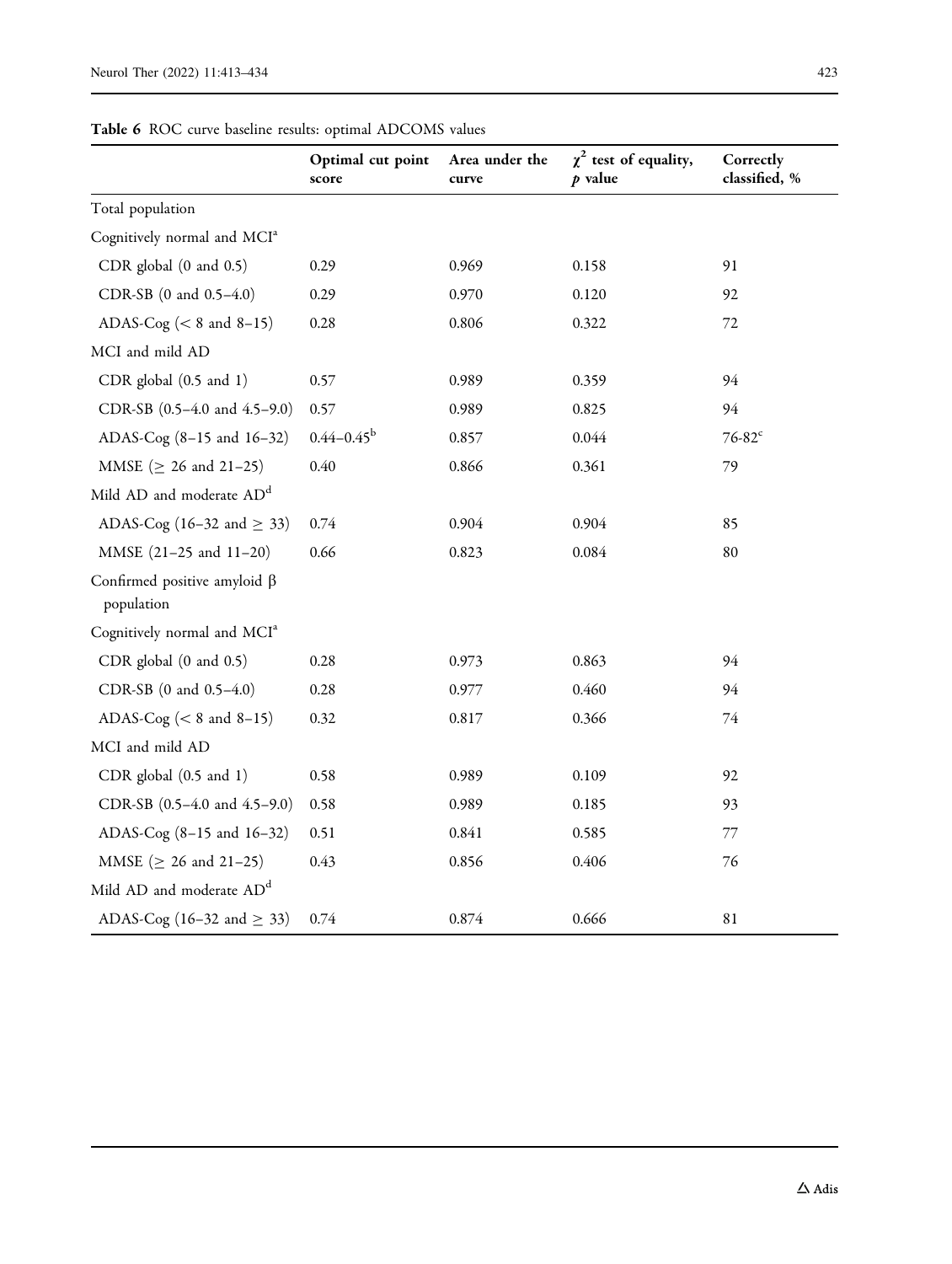**Table 6** ROC curve baseline results: optimal ADCOMS values

| | Optimal cut point score | Area under the curve | $\chi^2$ test of equality, $p$ value | Correctly classified, % |
|---|---|---|---|---|
| Total population | | | | |
| Cognitively normal and MCI[a] | | | | |
| CDR global (0 and 0.5) | 0.29 | 0.969 | 0.158 | 91 |
| CDR-SB (0 and 0.5–4.0) | 0.29 | 0.970 | 0.120 | 92 |
| ADAS-Cog (< 8 and 8–15) | 0.28 | 0.806 | 0.322 | 72 |
| MCI and mild AD | | | | |
| CDR global (0.5 and 1) | 0.57 | 0.989 | 0.359 | 94 |
| CDR-SB (0.5–4.0 and 4.5–9.0) | 0.57 | 0.989 | 0.825 | 94 |
| ADAS-Cog (8–15 and 16–32) | 0.44–0.45[b] | 0.857 | 0.044 | 76-82[c] |
| MMSE (≥ 26 and 21–25) | 0.40 | 0.866 | 0.361 | 79 |
| Mild AD and moderate AD[d] | | | | |
| ADAS-Cog (16–32 and ≥ 33) | 0.74 | 0.904 | 0.904 | 85 |
| MMSE (21–25 and 11–20) | 0.66 | 0.823 | 0.084 | 80 |
| Confirmed positive amyloid β population | | | | |
| Cognitively normal and MCI[a] | | | | |
| CDR global (0 and 0.5) | 0.28 | 0.973 | 0.863 | 94 |
| CDR-SB (0 and 0.5–4.0) | 0.28 | 0.977 | 0.460 | 94 |
| ADAS-Cog (< 8 and 8–15) | 0.32 | 0.817 | 0.366 | 74 |
| MCI and mild AD | | | | |
| CDR global (0.5 and 1) | 0.58 | 0.989 | 0.109 | 92 |
| CDR-SB (0.5–4.0 and 4.5–9.0) | 0.58 | 0.989 | 0.185 | 93 |
| ADAS-Cog (8–15 and 16–32) | 0.51 | 0.841 | 0.585 | 77 |
| MMSE (≥ 26 and 21–25) | 0.43 | 0.856 | 0.406 | 76 |
| Mild AD and moderate AD[d] | | | | |
| ADAS-Cog (16–32 and ≥ 33) | 0.74 | 0.874 | 0.666 | 81 |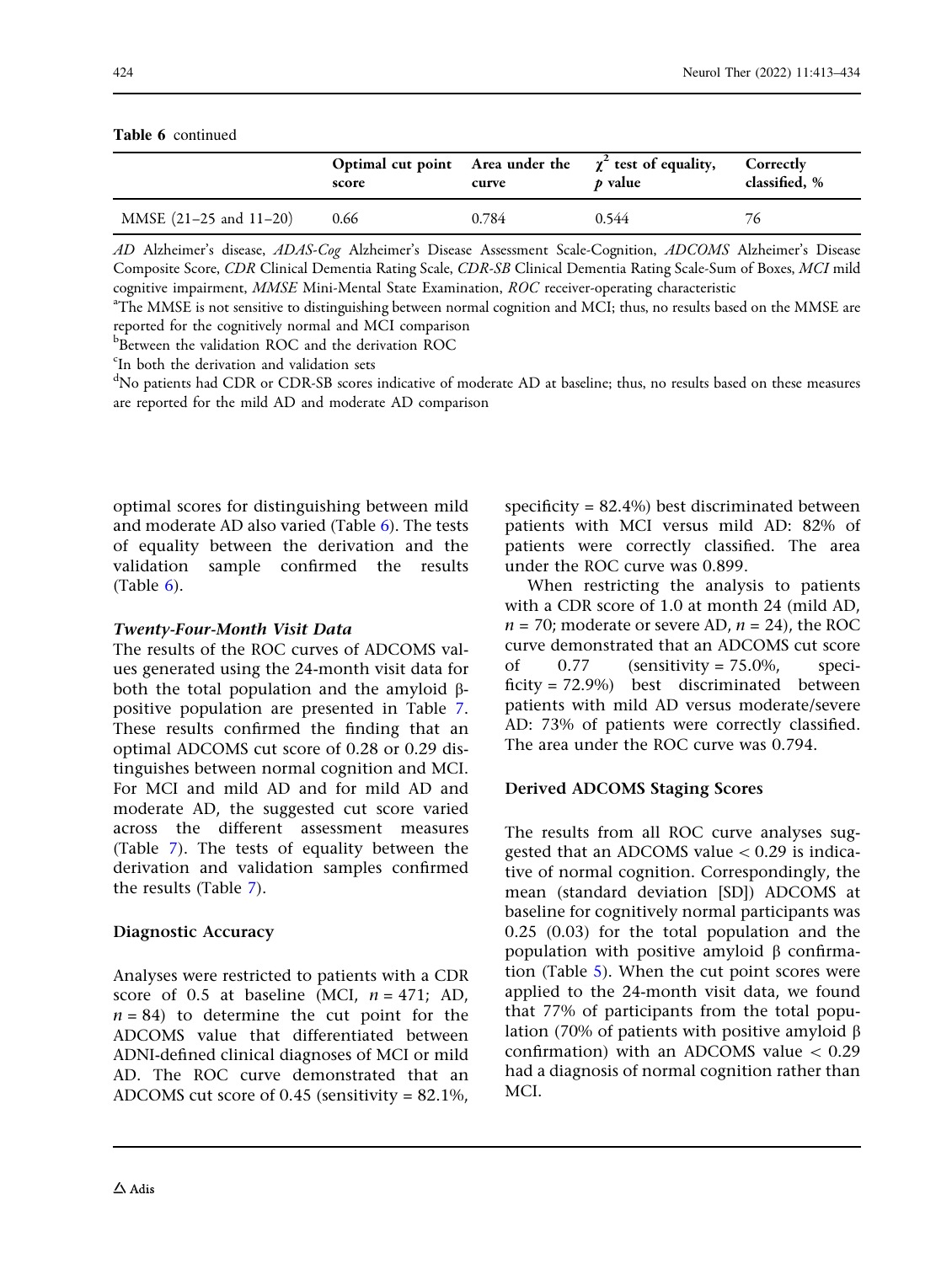**Table 6** continued

| | Optimal cut point score | Area under the curve | $\chi^2$ test of equality, $p$ value | Correctly classified, % |
|---|---|---|---|---|
| MMSE (21–25 and 11–20) | 0.66 | 0.784 | 0.544 | 76 |

*AD* Alzheimer's disease, *ADAS-Cog* Alzheimer's Disease Assessment Scale-Cognition, *ADCOMS* Alzheimer's Disease Composite Score, *CDR* Clinical Dementia Rating Scale, *CDR-SB* Clinical Dementia Rating Scale-Sum of Boxes, *MCI* mild cognitive impairment, *MMSE* Mini-Mental State Examination, *ROC* receiver-operating characteristic

[a]The MMSE is not sensitive to distinguishing between normal cognition and MCI; thus, no results based on the MMSE are reported for the cognitively normal and MCI comparison

[b]Between the validation ROC and the derivation ROC

[c]In both the derivation and validation sets

[d]No patients had CDR or CDR-SB scores indicative of moderate AD at baseline; thus, no results based on these measures are reported for the mild AD and moderate AD comparison

optimal scores for distinguishing between mild and moderate AD also varied (Table 6). The tests of equality between the derivation and the validation sample confirmed the results (Table 6).

### *Twenty-Four-Month Visit Data*

The results of the ROC curves of ADCOMS values generated using the 24-month visit data for both the total population and the amyloid β-positive population are presented in Table 7. These results confirmed the finding that an optimal ADCOMS cut score of 0.28 or 0.29 distinguishes between normal cognition and MCI. For MCI and mild AD and for mild AD and moderate AD, the suggested cut score varied across the different assessment measures (Table 7). The tests of equality between the derivation and validation samples confirmed the results (Table 7).

### Diagnostic Accuracy

Analyses were restricted to patients with a CDR score of 0.5 at baseline (MCI, $n = 471$; AD, $n = 84$) to determine the cut point for the ADCOMS value that differentiated between ADNI-defined clinical diagnoses of MCI or mild AD. The ROC curve demonstrated that an ADCOMS cut score of 0.45 (sensitivity = 82.1%, specificity = 82.4%) best discriminated between patients with MCI versus mild AD: 82% of patients were correctly classified. The area under the ROC curve was 0.899.

When restricting the analysis to patients with a CDR score of 1.0 at month 24 (mild AD, $n = 70$; moderate or severe AD, $n = 24$), the ROC curve demonstrated that an ADCOMS cut score of 0.77 (sensitivity = 75.0%, specificity = 72.9%) best discriminated between patients with mild AD versus moderate/severe AD: 73% of patients were correctly classified. The area under the ROC curve was 0.794.

### Derived ADCOMS Staging Scores

The results from all ROC curve analyses suggested that an ADCOMS value < 0.29 is indicative of normal cognition. Correspondingly, the mean (standard deviation [SD]) ADCOMS at baseline for cognitively normal participants was 0.25 (0.03) for the total population and the population with positive amyloid β confirmation (Table 5). When the cut point scores were applied to the 24-month visit data, we found that 77% of participants from the total population (70% of patients with positive amyloid β confirmation) with an ADCOMS value < 0.29 had a diagnosis of normal cognition rather than MCI.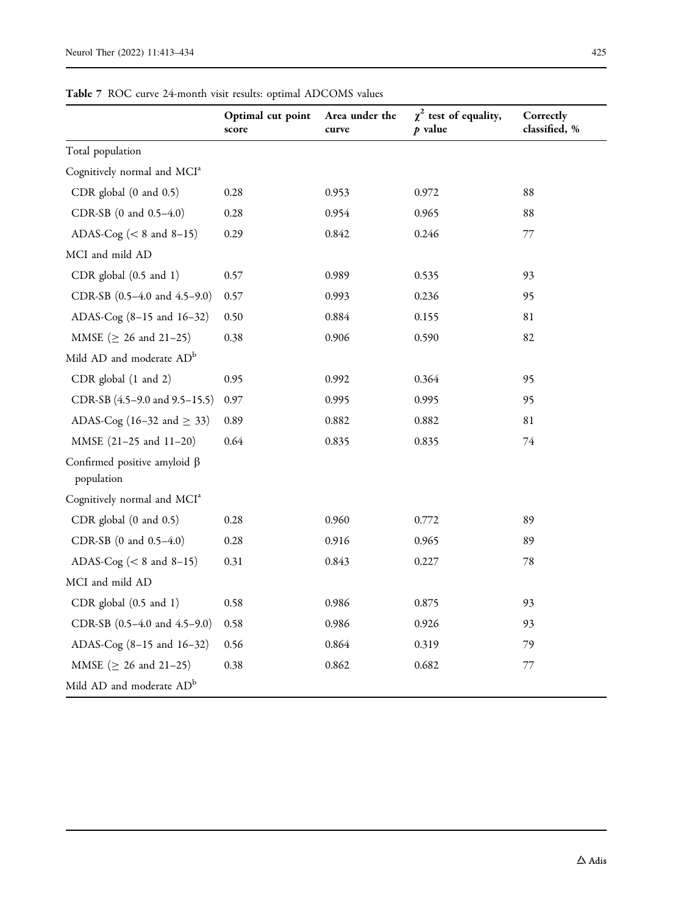**Table 7** ROC curve 24-month visit results: optimal ADCOMS values

| | Optimal cut point score | Area under the curve | $\chi^2$ test of equality, $p$ value | Correctly classified, % |
|---|---|---|---|---|
| Total population | | | | |
| Cognitively normal and MCI[a] | | | | |
| CDR global (0 and 0.5) | 0.28 | 0.953 | 0.972 | 88 |
| CDR-SB (0 and 0.5–4.0) | 0.28 | 0.954 | 0.965 | 88 |
| ADAS-Cog (< 8 and 8–15) | 0.29 | 0.842 | 0.246 | 77 |
| MCI and mild AD | | | | |
| CDR global (0.5 and 1) | 0.57 | 0.989 | 0.535 | 93 |
| CDR-SB (0.5–4.0 and 4.5–9.0) | 0.57 | 0.993 | 0.236 | 95 |
| ADAS-Cog (8–15 and 16–32) | 0.50 | 0.884 | 0.155 | 81 |
| MMSE (≥ 26 and 21–25) | 0.38 | 0.906 | 0.590 | 82 |
| Mild AD and moderate AD[b] | | | | |
| CDR global (1 and 2) | 0.95 | 0.992 | 0.364 | 95 |
| CDR-SB (4.5–9.0 and 9.5–15.5) | 0.97 | 0.995 | 0.995 | 95 |
| ADAS-Cog (16–32 and ≥ 33) | 0.89 | 0.882 | 0.882 | 81 |
| MMSE (21–25 and 11–20) | 0.64 | 0.835 | 0.835 | 74 |
| Confirmed positive amyloid β population | | | | |
| Cognitively normal and MCI[a] | | | | |
| CDR global (0 and 0.5) | 0.28 | 0.960 | 0.772 | 89 |
| CDR-SB (0 and 0.5–4.0) | 0.28 | 0.916 | 0.965 | 89 |
| ADAS-Cog (< 8 and 8–15) | 0.31 | 0.843 | 0.227 | 78 |
| MCI and mild AD | | | | |
| CDR global (0.5 and 1) | 0.58 | 0.986 | 0.875 | 93 |
| CDR-SB (0.5–4.0 and 4.5–9.0) | 0.58 | 0.986 | 0.926 | 93 |
| ADAS-Cog (8–15 and 16–32) | 0.56 | 0.864 | 0.319 | 79 |
| MMSE (≥ 26 and 21–25) | 0.38 | 0.862 | 0.682 | 77 |
| Mild AD and moderate AD[b] | | | | |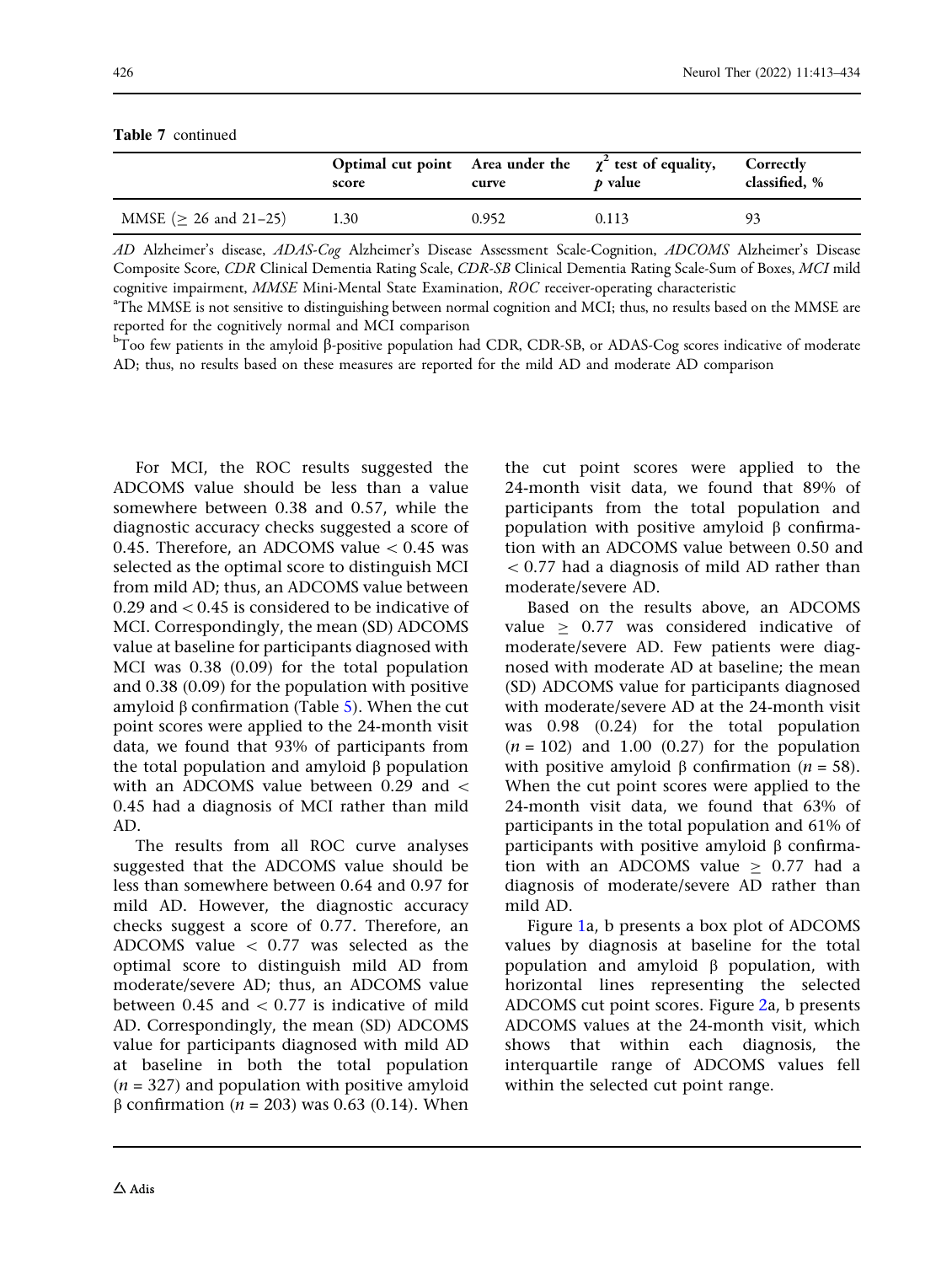**Table 7** continued

| | Optimal cut point score | Area under the curve | $\chi^2$ test of equality, $p$ value | Correctly classified, % |
|---|---|---|---|---|
| MMSE (≥ 26 and 21–25) | 1.30 | 0.952 | 0.113 | 93 |

*AD* Alzheimer's disease, *ADAS-Cog* Alzheimer's Disease Assessment Scale-Cognition, *ADCOMS* Alzheimer's Disease Composite Score, *CDR* Clinical Dementia Rating Scale, *CDR-SB* Clinical Dementia Rating Scale-Sum of Boxes, *MCI* mild cognitive impairment, *MMSE* Mini-Mental State Examination, *ROC* receiver-operating characteristic

[a]The MMSE is not sensitive to distinguishing between normal cognition and MCI; thus, no results based on the MMSE are reported for the cognitively normal and MCI comparison

[b]Too few patients in the amyloid β-positive population had CDR, CDR-SB, or ADAS-Cog scores indicative of moderate AD; thus, no results based on these measures are reported for the mild AD and moderate AD comparison

For MCI, the ROC results suggested the ADCOMS value should be less than a value somewhere between 0.38 and 0.57, while the diagnostic accuracy checks suggested a score of 0.45. Therefore, an ADCOMS value < 0.45 was selected as the optimal score to distinguish MCI from mild AD; thus, an ADCOMS value between 0.29 and < 0.45 is considered to be indicative of MCI. Correspondingly, the mean (SD) ADCOMS value at baseline for participants diagnosed with MCI was 0.38 (0.09) for the total population and 0.38 (0.09) for the population with positive amyloid β confirmation (Table 5). When the cut point scores were applied to the 24-month visit data, we found that 93% of participants from the total population and amyloid β population with an ADCOMS value between 0.29 and < 0.45 had a diagnosis of MCI rather than mild AD.

The results from all ROC curve analyses suggested that the ADCOMS value should be less than somewhere between 0.64 and 0.97 for mild AD. However, the diagnostic accuracy checks suggest a score of 0.77. Therefore, an ADCOMS value < 0.77 was selected as the optimal score to distinguish mild AD from moderate/severe AD; thus, an ADCOMS value between 0.45 and < 0.77 is indicative of mild AD. Correspondingly, the mean (SD) ADCOMS value for participants diagnosed with mild AD at baseline in both the total population ($n$ = 327) and population with positive amyloid β confirmation ($n$ = 203) was 0.63 (0.14). When the cut point scores were applied to the 24-month visit data, we found that 89% of participants from the total population and population with positive amyloid β confirmation with an ADCOMS value between 0.50 and < 0.77 had a diagnosis of mild AD rather than moderate/severe AD.

Based on the results above, an ADCOMS value ≥ 0.77 was considered indicative of moderate/severe AD. Few patients were diagnosed with moderate AD at baseline; the mean (SD) ADCOMS value for participants diagnosed with moderate/severe AD at the 24-month visit was 0.98 (0.24) for the total population ($n$ = 102) and 1.00 (0.27) for the population with positive amyloid β confirmation ($n$ = 58). When the cut point scores were applied to the 24-month visit data, we found that 63% of participants in the total population and 61% of participants with positive amyloid β confirmation with an ADCOMS value ≥ 0.77 had a diagnosis of moderate/severe AD rather than mild AD.

Figure 1a, b presents a box plot of ADCOMS values by diagnosis at baseline for the total population and amyloid β population, with horizontal lines representing the selected ADCOMS cut point scores. Figure 2a, b presents ADCOMS values at the 24-month visit, which shows that within each diagnosis, the interquartile range of ADCOMS values fell within the selected cut point range.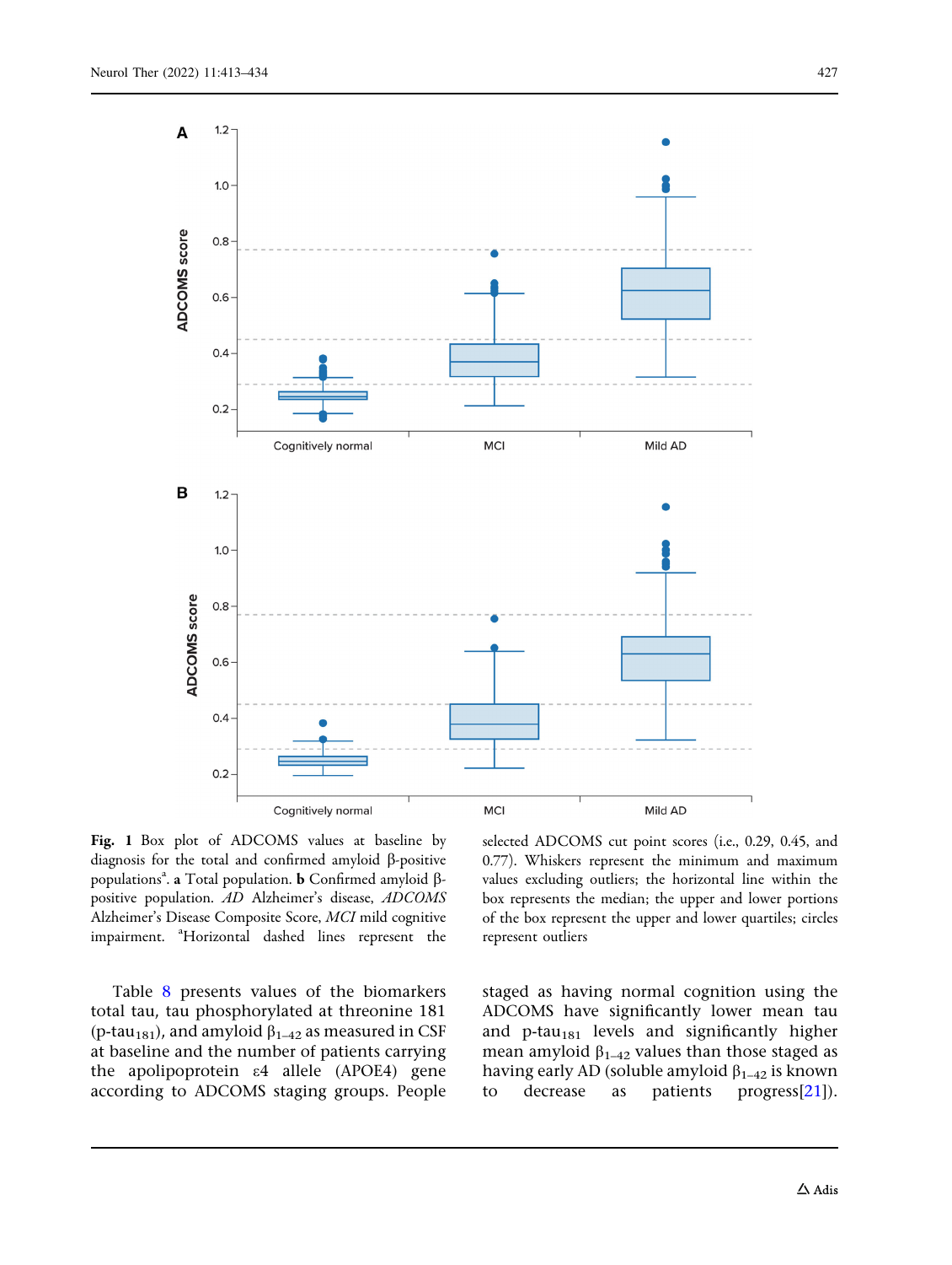**Fig. 1** Box plot of ADCOMS values at baseline by diagnosis for the total and confirmed amyloid β-positive populations[a]. **a** Total population. **b** Confirmed amyloid β-positive population. *AD* Alzheimer's disease, *ADCOMS* Alzheimer's Disease Composite Score, *MCI* mild cognitive impairment. [a]Horizontal dashed lines represent the selected ADCOMS cut point scores (i.e., 0.29, 0.45, and 0.77). Whiskers represent the minimum and maximum values excluding outliers; the horizontal line within the box represents the median; the upper and lower portions of the box represent the upper and lower quartiles; circles represent outliers

Table 8 presents values of the biomarkers total tau, tau phosphorylated at threonine 181 (p-tau$_{181}$), and amyloid $\beta_{1-42}$ as measured in CSF at baseline and the number of patients carrying the apolipoprotein ε4 allele (APOE4) gene according to ADCOMS staging groups. People staged as having normal cognition using the ADCOMS have significantly lower mean tau and p-tau$_{181}$ levels and significantly higher mean amyloid $\beta_{1-42}$ values than those staged as having early AD (soluble amyloid $\beta_{1-42}$ is known to decrease as patients progress[21]).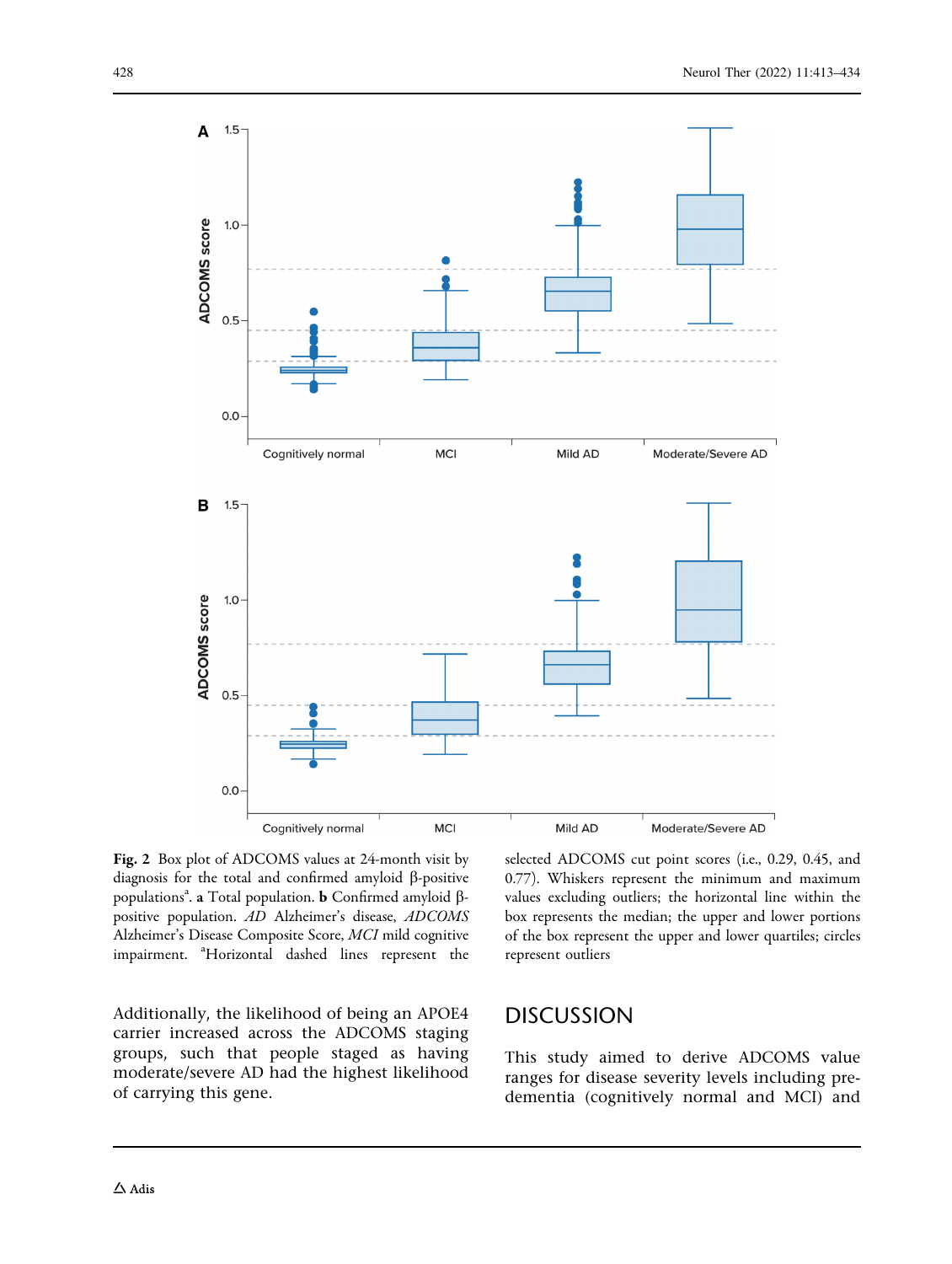**Fig. 2** Box plot of ADCOMS values at 24-month visit by diagnosis for the total and confirmed amyloid β-positive populations[a]. **a** Total population. **b** Confirmed amyloid β-positive population. *AD* Alzheimer's disease, *ADCOMS* Alzheimer's Disease Composite Score, *MCI* mild cognitive impairment. [a]Horizontal dashed lines represent the selected ADCOMS cut point scores (i.e., 0.29, 0.45, and 0.77). Whiskers represent the minimum and maximum values excluding outliers; the horizontal line within the box represents the median; the upper and lower portions of the box represent the upper and lower quartiles; circles represent outliers

Additionally, the likelihood of being an APOE4 carrier increased across the ADCOMS staging groups, such that people staged as having moderate/severe AD had the highest likelihood of carrying this gene.

## DISCUSSION

This study aimed to derive ADCOMS value ranges for disease severity levels including pre-dementia (cognitively normal and MCI) and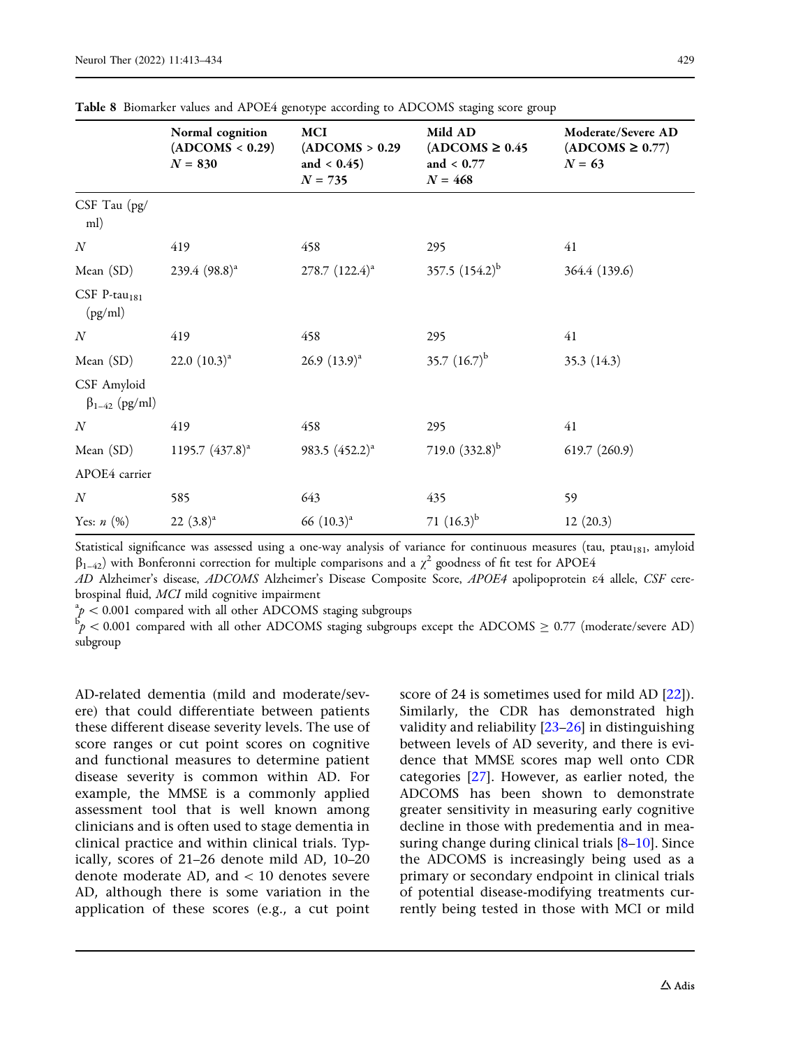**Table 8** Biomarker values and APOE4 genotype according to ADCOMS staging score group

| | Normal cognition (ADCOMS < 0.29) $N$ = 830 | MCI (ADCOMS > 0.29 and < 0.45) $N$ = 735 | Mild AD (ADCOMS ≥ 0.45 and < 0.77 $N$ = 468 | Moderate/Severe AD (ADCOMS ≥ 0.77) $N$ = 63 |
|---|---|---|---|---|
| CSF Tau (pg/ml) | | | | |
| $N$ | 419 | 458 | 295 | 41 |
| Mean (SD) | 239.4 (98.8)[a] | 278.7 (122.4)[a] | 357.5 (154.2)[b] | 364.4 (139.6) |
| CSF P-tau$_{181}$ (pg/ml) | | | | |
| $N$ | 419 | 458 | 295 | 41 |
| Mean (SD) | 22.0 (10.3)[a] | 26.9 (13.9)[a] | 35.7 (16.7)[b] | 35.3 (14.3) |
| CSF Amyloid $\beta_{1-42}$ (pg/ml) | | | | |
| $N$ | 419 | 458 | 295 | 41 |
| Mean (SD) | 1195.7 (437.8)[a] | 983.5 (452.2)[a] | 719.0 (332.8)[b] | 619.7 (260.9) |
| APOE4 carrier | | | | |
| $N$ | 585 | 643 | 435 | 59 |
| Yes: $n$ (%) | 22 (3.8)[a] | 66 (10.3)[a] | 71 (16.3)[b] | 12 (20.3) |

Statistical significance was assessed using a one-way analysis of variance for continuous measures (tau, ptau$_{181}$, amyloid $\beta_{1-42}$) with Bonferonni correction for multiple comparisons and a $\chi^2$ goodness of fit test for APOE4

*AD* Alzheimer's disease, *ADCOMS* Alzheimer's Disease Composite Score, *APOE4* apolipoprotein ε4 allele, *CSF* cerebrospinal fluid, *MCI* mild cognitive impairment

[a] $p < 0.001$ compared with all other ADCOMS staging subgroups

[b] $p < 0.001$ compared with all other ADCOMS staging subgroups except the ADCOMS ≥ 0.77 (moderate/severe AD) subgroup

AD-related dementia (mild and moderate/severe) that could differentiate between patients these different disease severity levels. The use of score ranges or cut point scores on cognitive and functional measures to determine patient disease severity is common within AD. For example, the MMSE is a commonly applied assessment tool that is well known among clinicians and is often used to stage dementia in clinical practice and within clinical trials. Typically, scores of 21–26 denote mild AD, 10–20 denote moderate AD, and < 10 denotes severe AD, although there is some variation in the application of these scores (e.g., a cut point score of 24 is sometimes used for mild AD [22]). Similarly, the CDR has demonstrated high validity and reliability [23–26] in distinguishing between levels of AD severity, and there is evidence that MMSE scores map well onto CDR categories [27]. However, as earlier noted, the ADCOMS has been shown to demonstrate greater sensitivity in measuring early cognitive decline in those with predementia and in measuring change during clinical trials [8–10]. Since the ADCOMS is increasingly being used as a primary or secondary endpoint in clinical trials of potential disease-modifying treatments currently being tested in those with MCI or mild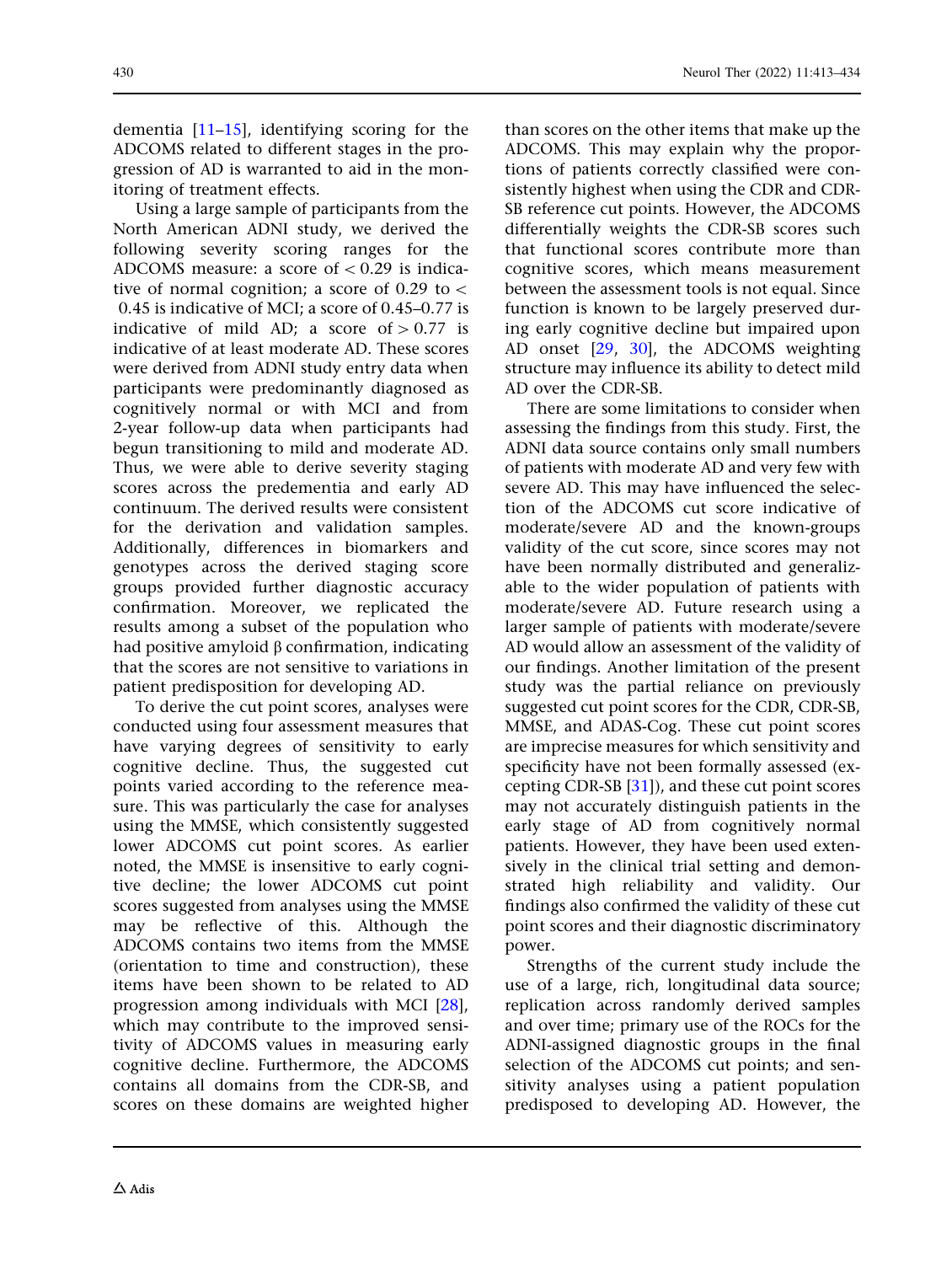dementia [11–15], identifying scoring for the ADCOMS related to different stages in the progression of AD is warranted to aid in the monitoring of treatment effects.

Using a large sample of participants from the North American ADNI study, we derived the following severity scoring ranges for the ADCOMS measure: a score of $< 0.29$ is indicative of normal cognition; a score of 0.29 to $<$ 0.45 is indicative of MCI; a score of 0.45–0.77 is indicative of mild AD; a score of $> 0.77$ is indicative of at least moderate AD. These scores were derived from ADNI study entry data when participants were predominantly diagnosed as cognitively normal or with MCI and from 2-year follow-up data when participants had begun transitioning to mild and moderate AD. Thus, we were able to derive severity staging scores across the predementia and early AD continuum. The derived results were consistent for the derivation and validation samples. Additionally, differences in biomarkers and genotypes across the derived staging score groups provided further diagnostic accuracy confirmation. Moreover, we replicated the results among a subset of the population who had positive amyloid β confirmation, indicating that the scores are not sensitive to variations in patient predisposition for developing AD.

To derive the cut point scores, analyses were conducted using four assessment measures that have varying degrees of sensitivity to early cognitive decline. Thus, the suggested cut points varied according to the reference measure. This was particularly the case for analyses using the MMSE, which consistently suggested lower ADCOMS cut point scores. As earlier noted, the MMSE is insensitive to early cognitive decline; the lower ADCOMS cut point scores suggested from analyses using the MMSE may be reflective of this. Although the ADCOMS contains two items from the MMSE (orientation to time and construction), these items have been shown to be related to AD progression among individuals with MCI [28], which may contribute to the improved sensitivity of ADCOMS values in measuring early cognitive decline. Furthermore, the ADCOMS contains all domains from the CDR-SB, and scores on these domains are weighted higher than scores on the other items that make up the ADCOMS. This may explain why the proportions of patients correctly classified were consistently highest when using the CDR and CDR-SB reference cut points. However, the ADCOMS differentially weights the CDR-SB scores such that functional scores contribute more than cognitive scores, which means measurement between the assessment tools is not equal. Since function is known to be largely preserved during early cognitive decline but impaired upon AD onset [29, 30], the ADCOMS weighting structure may influence its ability to detect mild AD over the CDR-SB.

There are some limitations to consider when assessing the findings from this study. First, the ADNI data source contains only small numbers of patients with moderate AD and very few with severe AD. This may have influenced the selection of the ADCOMS cut score indicative of moderate/severe AD and the known-groups validity of the cut score, since scores may not have been normally distributed and generalizable to the wider population of patients with moderate/severe AD. Future research using a larger sample of patients with moderate/severe AD would allow an assessment of the validity of our findings. Another limitation of the present study was the partial reliance on previously suggested cut point scores for the CDR, CDR-SB, MMSE, and ADAS-Cog. These cut point scores are imprecise measures for which sensitivity and specificity have not been formally assessed (excepting CDR-SB [31]), and these cut point scores may not accurately distinguish patients in the early stage of AD from cognitively normal patients. However, they have been used extensively in the clinical trial setting and demonstrated high reliability and validity. Our findings also confirmed the validity of these cut point scores and their diagnostic discriminatory power.

Strengths of the current study include the use of a large, rich, longitudinal data source; replication across randomly derived samples and over time; primary use of the ROCs for the ADNI-assigned diagnostic groups in the final selection of the ADCOMS cut points; and sensitivity analyses using a patient population predisposed to developing AD. However, the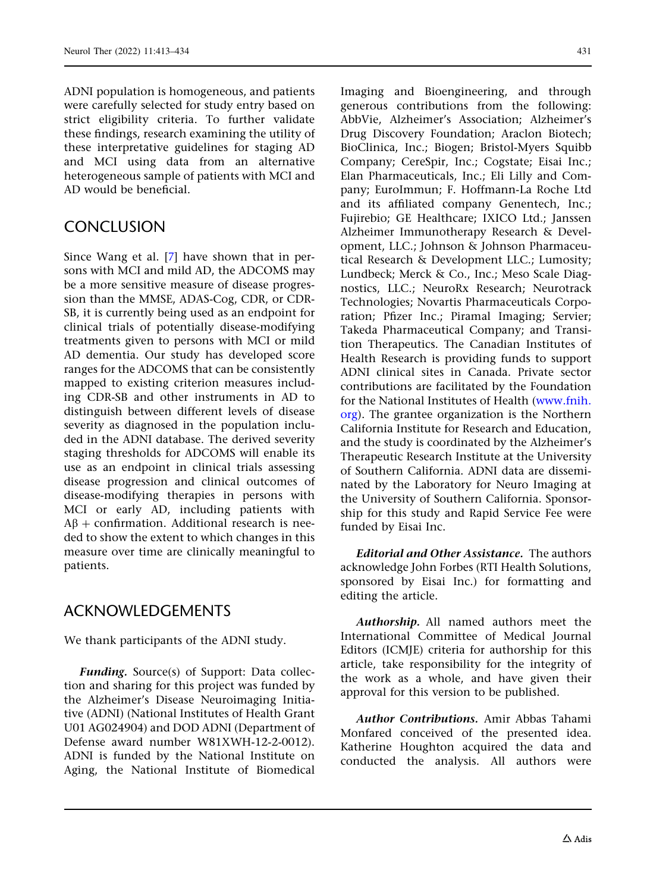ADNI population is homogeneous, and patients were carefully selected for study entry based on strict eligibility criteria. To further validate these findings, research examining the utility of these interpretative guidelines for staging AD and MCI using data from an alternative heterogeneous sample of patients with MCI and AD would be beneficial.

## CONCLUSION

Since Wang et al. [7] have shown that in persons with MCI and mild AD, the ADCOMS may be a more sensitive measure of disease progression than the MMSE, ADAS-Cog, CDR, or CDR-SB, it is currently being used as an endpoint for clinical trials of potentially disease-modifying treatments given to persons with MCI or mild AD dementia. Our study has developed score ranges for the ADCOMS that can be consistently mapped to existing criterion measures including CDR-SB and other instruments in AD to distinguish between different levels of disease severity as diagnosed in the population included in the ADNI database. The derived severity staging thresholds for ADCOMS will enable its use as an endpoint in clinical trials assessing disease progression and clinical outcomes of disease-modifying therapies in persons with MCI or early AD, including patients with Aβ + confirmation. Additional research is needed to show the extent to which changes in this measure over time are clinically meaningful to patients.

## ACKNOWLEDGEMENTS

We thank participants of the ADNI study.

***Funding.*** Source(s) of Support: Data collection and sharing for this project was funded by the Alzheimer's Disease Neuroimaging Initiative (ADNI) (National Institutes of Health Grant U01 AG024904) and DOD ADNI (Department of Defense award number W81XWH-12-2-0012). ADNI is funded by the National Institute on Aging, the National Institute of Biomedical Imaging and Bioengineering, and through generous contributions from the following: AbbVie, Alzheimer's Association; Alzheimer's Drug Discovery Foundation; Araclon Biotech; BioClinica, Inc.; Biogen; Bristol-Myers Squibb Company; CereSpir, Inc.; Cogstate; Eisai Inc.; Elan Pharmaceuticals, Inc.; Eli Lilly and Company; EuroImmun; F. Hoffmann-La Roche Ltd and its affiliated company Genentech, Inc.; Fujirebio; GE Healthcare; IXICO Ltd.; Janssen Alzheimer Immunotherapy Research & Development, LLC.; Johnson & Johnson Pharmaceutical Research & Development LLC.; Lumosity; Lundbeck; Merck & Co., Inc.; Meso Scale Diagnostics, LLC.; NeuroRx Research; Neurotrack Technologies; Novartis Pharmaceuticals Corporation; Pfizer Inc.; Piramal Imaging; Servier; Takeda Pharmaceutical Company; and Transition Therapeutics. The Canadian Institutes of Health Research is providing funds to support ADNI clinical sites in Canada. Private sector contributions are facilitated by the Foundation for the National Institutes of Health (www.fnih.org). The grantee organization is the Northern California Institute for Research and Education, and the study is coordinated by the Alzheimer's Therapeutic Research Institute at the University of Southern California. ADNI data are disseminated by the Laboratory for Neuro Imaging at the University of Southern California. Sponsorship for this study and Rapid Service Fee were funded by Eisai Inc.

***Editorial and Other Assistance.*** The authors acknowledge John Forbes (RTI Health Solutions, sponsored by Eisai Inc.) for formatting and editing the article.

***Authorship.*** All named authors meet the International Committee of Medical Journal Editors (ICMJE) criteria for authorship for this article, take responsibility for the integrity of the work as a whole, and have given their approval for this version to be published.

***Author Contributions.*** Amir Abbas Tahami Monfared conceived of the presented idea. Katherine Houghton acquired the data and conducted the analysis. All authors were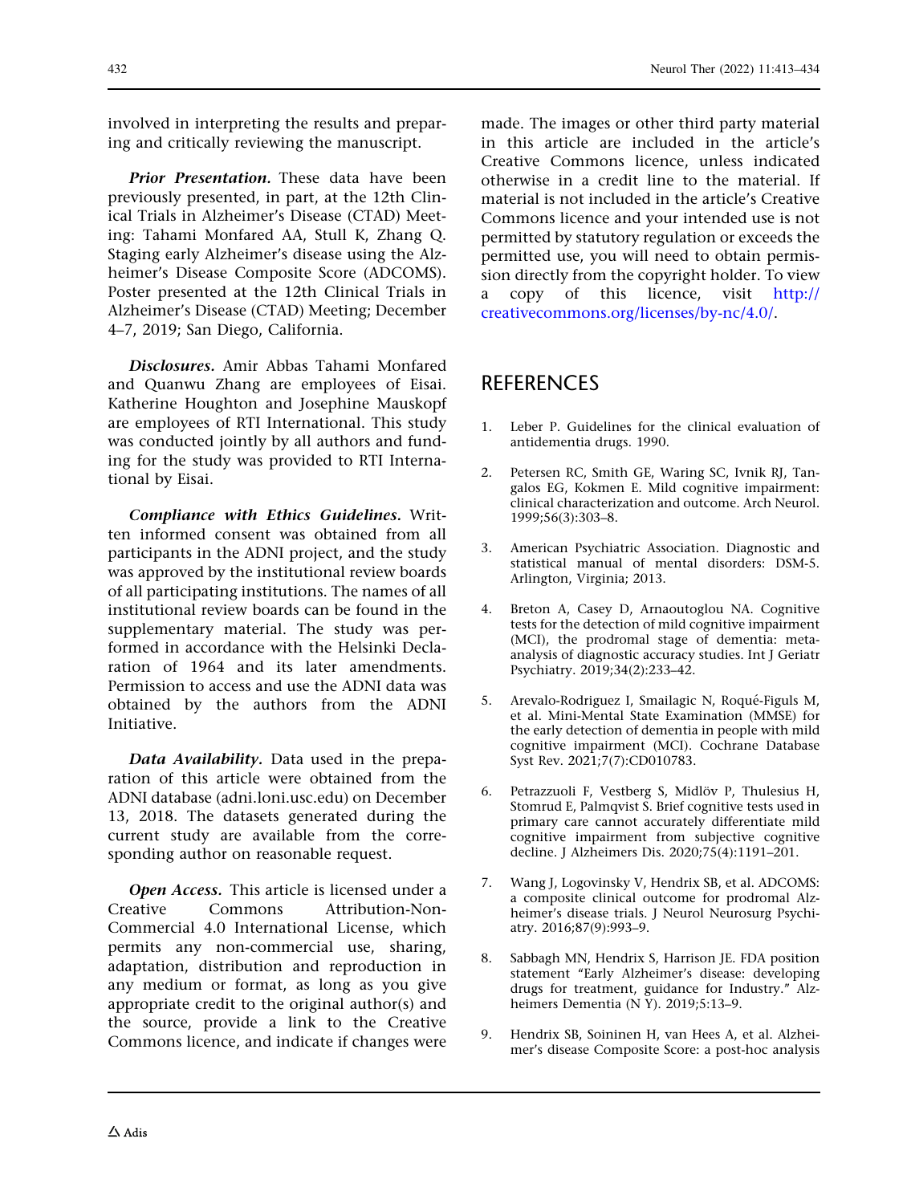involved in interpreting the results and preparing and critically reviewing the manuscript.

***Prior Presentation.*** These data have been previously presented, in part, at the 12th Clinical Trials in Alzheimer's Disease (CTAD) Meeting: Tahami Monfared AA, Stull K, Zhang Q. Staging early Alzheimer's disease using the Alzheimer's Disease Composite Score (ADCOMS). Poster presented at the 12th Clinical Trials in Alzheimer's Disease (CTAD) Meeting; December 4–7, 2019; San Diego, California.

***Disclosures.*** Amir Abbas Tahami Monfared and Quanwu Zhang are employees of Eisai. Katherine Houghton and Josephine Mauskopf are employees of RTI International. This study was conducted jointly by all authors and funding for the study was provided to RTI International by Eisai.

***Compliance with Ethics Guidelines.*** Written informed consent was obtained from all participants in the ADNI project, and the study was approved by the institutional review boards of all participating institutions. The names of all institutional review boards can be found in the supplementary material. The study was performed in accordance with the Helsinki Declaration of 1964 and its later amendments. Permission to access and use the ADNI data was obtained by the authors from the ADNI Initiative.

***Data Availability.*** Data used in the preparation of this article were obtained from the ADNI database (adni.loni.usc.edu) on December 13, 2018. The datasets generated during the current study are available from the corresponding author on reasonable request.

***Open Access.*** This article is licensed under a Creative Commons Attribution-Non-Commercial 4.0 International License, which permits any non-commercial use, sharing, adaptation, distribution and reproduction in any medium or format, as long as you give appropriate credit to the original author(s) and the source, provide a link to the Creative Commons licence, and indicate if changes were made. The images or other third party material in this article are included in the article's Creative Commons licence, unless indicated otherwise in a credit line to the material. If material is not included in the article's Creative Commons licence and your intended use is not permitted by statutory regulation or exceeds the permitted use, you will need to obtain permission directly from the copyright holder. To view a copy of this licence, visit http://creativecommons.org/licenses/by-nc/4.0/.

## REFERENCES

1. Leber P. Guidelines for the clinical evaluation of antidementia drugs. 1990.
2. Petersen RC, Smith GE, Waring SC, Ivnik RJ, Tangalos EG, Kokmen E. Mild cognitive impairment: clinical characterization and outcome. Arch Neurol. 1999;56(3):303–8.
3. American Psychiatric Association. Diagnostic and statistical manual of mental disorders: DSM-5. Arlington, Virginia; 2013.
4. Breton A, Casey D, Arnaoutoglou NA. Cognitive tests for the detection of mild cognitive impairment (MCI), the prodromal stage of dementia: meta-analysis of diagnostic accuracy studies. Int J Geriatr Psychiatry. 2019;34(2):233–42.
5. Arevalo-Rodriguez I, Smailagic N, Roqué-Figuls M, et al. Mini-Mental State Examination (MMSE) for the early detection of dementia in people with mild cognitive impairment (MCI). Cochrane Database Syst Rev. 2021;7(7):CD010783.
6. Petrazzuoli F, Vestberg S, Midlöv P, Thulesius H, Stomrud E, Palmqvist S. Brief cognitive tests used in primary care cannot accurately differentiate mild cognitive impairment from subjective cognitive decline. J Alzheimers Dis. 2020;75(4):1191–201.
7. Wang J, Logovinsky V, Hendrix SB, et al. ADCOMS: a composite clinical outcome for prodromal Alzheimer's disease trials. J Neurol Neurosurg Psychiatry. 2016;87(9):993–9.
8. Sabbagh MN, Hendrix S, Harrison JE. FDA position statement "Early Alzheimer's disease: developing drugs for treatment, guidance for Industry." Alzheimers Dementia (N Y). 2019;5:13–9.
9. Hendrix SB, Soininen H, van Hees A, et al. Alzheimer's disease Composite Score: a post-hoc analysis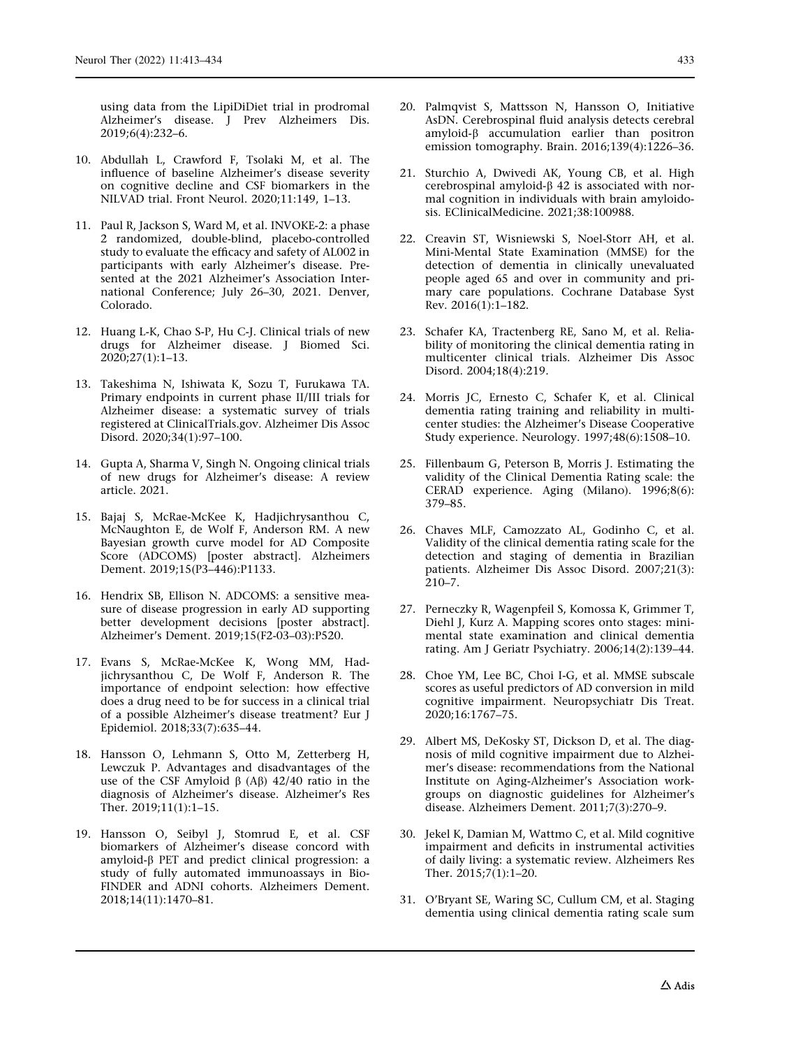using data from the LipiDiDiet trial in prodromal Alzheimer's disease. J Prev Alzheimers Dis. 2019;6(4):232–6.

10. Abdullah L, Crawford F, Tsolaki M, et al. The influence of baseline Alzheimer's disease severity on cognitive decline and CSF biomarkers in the NILVAD trial. Front Neurol. 2020;11:149, 1–13.

11. Paul R, Jackson S, Ward M, et al. INVOKE-2: a phase 2 randomized, double-blind, placebo-controlled study to evaluate the efficacy and safety of AL002 in participants with early Alzheimer's disease. Presented at the 2021 Alzheimer's Association International Conference; July 26–30, 2021. Denver, Colorado.

12. Huang L-K, Chao S-P, Hu C-J. Clinical trials of new drugs for Alzheimer disease. J Biomed Sci. 2020;27(1):1–13.

13. Takeshima N, Ishiwata K, Sozu T, Furukawa TA. Primary endpoints in current phase II/III trials for Alzheimer disease: a systematic survey of trials registered at ClinicalTrials.gov. Alzheimer Dis Assoc Disord. 2020;34(1):97–100.

14. Gupta A, Sharma V, Singh N. Ongoing clinical trials of new drugs for Alzheimer's disease: A review article. 2021.

15. Bajaj S, McRae-McKee K, Hadjichrysanthou C, McNaughton E, de Wolf F, Anderson RM. A new Bayesian growth curve model for AD Composite Score (ADCOMS) [poster abstract]. Alzheimers Dement. 2019;15(P3–446):P1133.

16. Hendrix SB, Ellison N. ADCOMS: a sensitive measure of disease progression in early AD supporting better development decisions [poster abstract]. Alzheimer's Dement. 2019;15(F2-03–03):P520.

17. Evans S, McRae-McKee K, Wong MM, Hadjichrysanthou C, De Wolf F, Anderson R. The importance of endpoint selection: how effective does a drug need to be for success in a clinical trial of a possible Alzheimer's disease treatment? Eur J Epidemiol. 2018;33(7):635–44.

18. Hansson O, Lehmann S, Otto M, Zetterberg H, Lewczuk P. Advantages and disadvantages of the use of the CSF Amyloid β (Aβ) 42/40 ratio in the diagnosis of Alzheimer's disease. Alzheimer's Res Ther. 2019;11(1):1–15.

19. Hansson O, Seibyl J, Stomrud E, et al. CSF biomarkers of Alzheimer's disease concord with amyloid-β PET and predict clinical progression: a study of fully automated immunoassays in BioFINDER and ADNI cohorts. Alzheimers Dement. 2018;14(11):1470–81.

20. Palmqvist S, Mattsson N, Hansson O, Initiative AsDN. Cerebrospinal fluid analysis detects cerebral amyloid-β accumulation earlier than positron emission tomography. Brain. 2016;139(4):1226–36.

21. Sturchio A, Dwivedi AK, Young CB, et al. High cerebrospinal amyloid-β 42 is associated with normal cognition in individuals with brain amyloidosis. EClinicalMedicine. 2021;38:100988.

22. Creavin ST, Wisniewski S, Noel-Storr AH, et al. Mini-Mental State Examination (MMSE) for the detection of dementia in clinically unevaluated people aged 65 and over in community and primary care populations. Cochrane Database Syst Rev. 2016(1):1–182.

23. Schafer KA, Tractenberg RE, Sano M, et al. Reliability of monitoring the clinical dementia rating in multicenter clinical trials. Alzheimer Dis Assoc Disord. 2004;18(4):219.

24. Morris JC, Ernesto C, Schafer K, et al. Clinical dementia rating training and reliability in multicenter studies: the Alzheimer's Disease Cooperative Study experience. Neurology. 1997;48(6):1508–10.

25. Fillenbaum G, Peterson B, Morris J. Estimating the validity of the Clinical Dementia Rating scale: the CERAD experience. Aging (Milano). 1996;8(6): 379–85.

26. Chaves MLF, Camozzato AL, Godinho C, et al. Validity of the clinical dementia rating scale for the detection and staging of dementia in Brazilian patients. Alzheimer Dis Assoc Disord. 2007;21(3): 210–7.

27. Perneczky R, Wagenpfeil S, Komossa K, Grimmer T, Diehl J, Kurz A. Mapping scores onto stages: mini-mental state examination and clinical dementia rating. Am J Geriatr Psychiatry. 2006;14(2):139–44.

28. Choe YM, Lee BC, Choi I-G, et al. MMSE subscale scores as useful predictors of AD conversion in mild cognitive impairment. Neuropsychiatr Dis Treat. 2020;16:1767–75.

29. Albert MS, DeKosky ST, Dickson D, et al. The diagnosis of mild cognitive impairment due to Alzheimer's disease: recommendations from the National Institute on Aging-Alzheimer's Association workgroups on diagnostic guidelines for Alzheimer's disease. Alzheimers Dement. 2011;7(3):270–9.

30. Jekel K, Damian M, Wattmo C, et al. Mild cognitive impairment and deficits in instrumental activities of daily living: a systematic review. Alzheimers Res Ther. 2015;7(1):1–20.

31. O'Bryant SE, Waring SC, Cullum CM, et al. Staging dementia using clinical dementia rating scale sum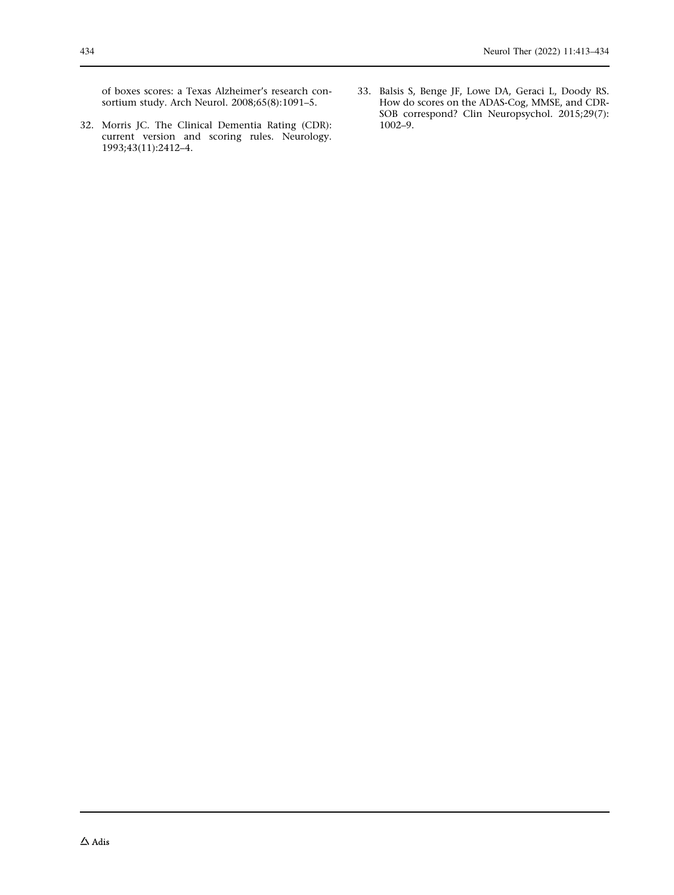of boxes scores: a Texas Alzheimer's research consortium study. Arch Neurol. 2008;65(8):1091–5.

32. Morris JC. The Clinical Dementia Rating (CDR): current version and scoring rules. Neurology. 1993;43(11):2412–4.

33. Balsis S, Benge JF, Lowe DA, Geraci L, Doody RS. How do scores on the ADAS-Cog, MMSE, and CDR-SOB correspond? Clin Neuropsychol. 2015;29(7): 1002–9.